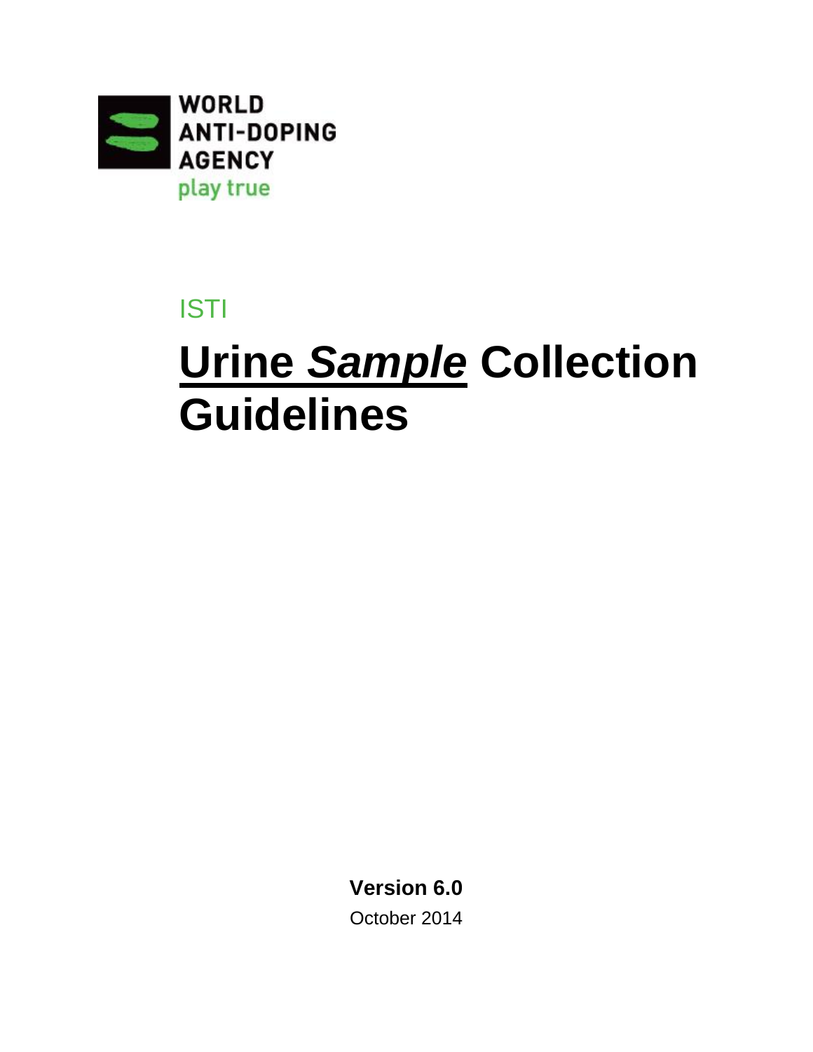WORLD ANTI-DOPING AGENCY

play true

ISTI

# Urine *Sample* Collection Guidelines

**Version 6.0**

October 2014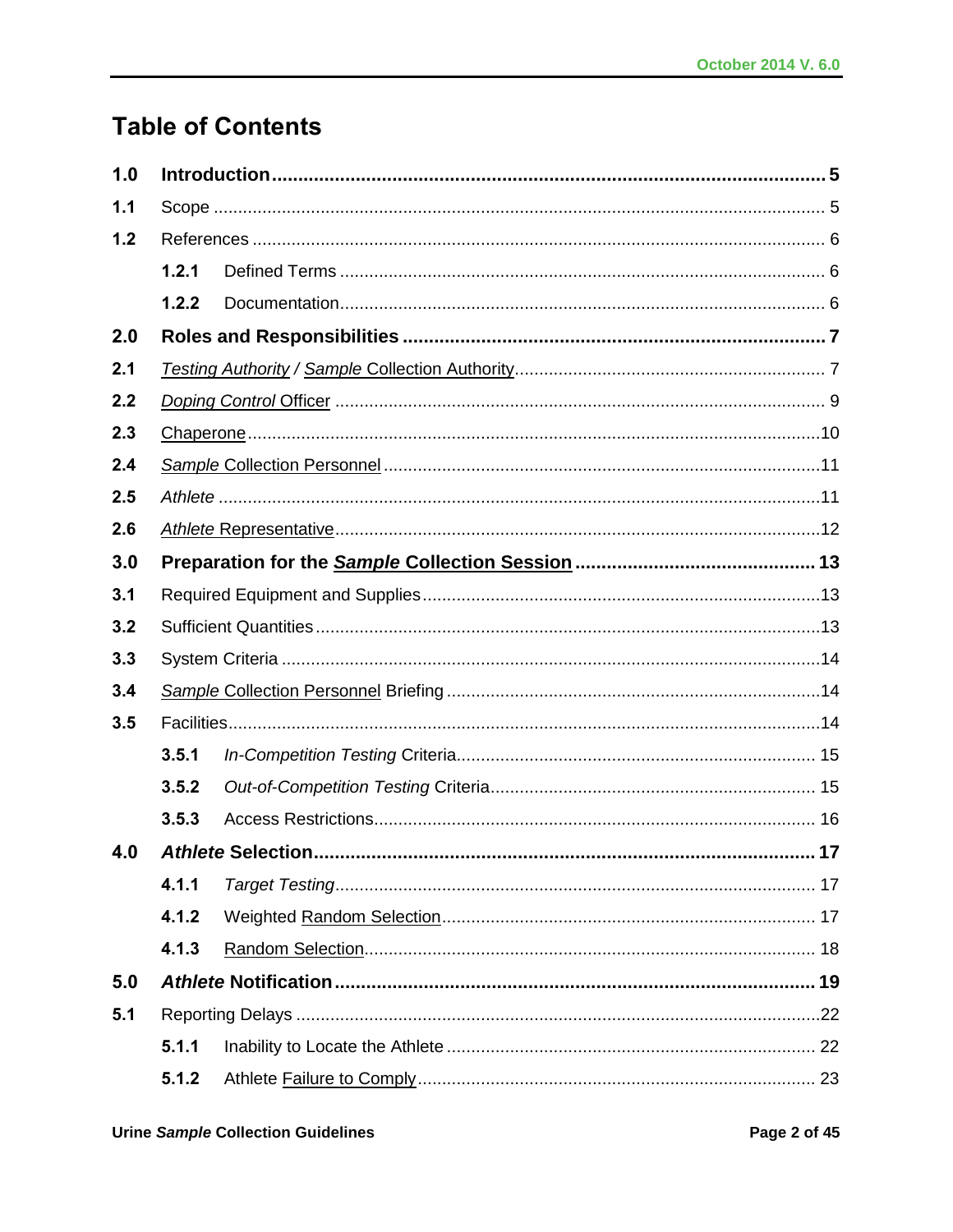# Table of Contents

| | | | |
|---|---|---|---|
| **1.0** | **Introduction** | | **5** |
| **1.1** | Scope | | 5 |
| **1.2** | References | | 6 |
| | **1.2.1** | Defined Terms | 6 |
| | **1.2.2** | Documentation | 6 |
| **2.0** | **Roles and Responsibilities** | | **7** |
| **2.1** | *Testing Authority* / *Sample* Collection Authority | | 7 |
| **2.2** | *Doping Control* Officer | | 9 |
| **2.3** | Chaperone | | 10 |
| **2.4** | *Sample* Collection Personnel | | 11 |
| **2.5** | *Athlete* | | 11 |
| **2.6** | *Athlete* Representative | | 12 |
| **3.0** | **Preparation for the *Sample* Collection Session** | | **13** |
| **3.1** | Required Equipment and Supplies | | 13 |
| **3.2** | Sufficient Quantities | | 13 |
| **3.3** | System Criteria | | 14 |
| **3.4** | *Sample* Collection Personnel Briefing | | 14 |
| **3.5** | Facilities | | 14 |
| | **3.5.1** | *In-Competition Testing* Criteria | 15 |
| | **3.5.2** | *Out-of-Competition Testing* Criteria | 15 |
| | **3.5.3** | Access Restrictions | 16 |
| **4.0** | ***Athlete* Selection** | | **17** |
| | **4.1.1** | *Target Testing* | 17 |
| | **4.1.2** | Weighted Random Selection | 17 |
| | **4.1.3** | Random Selection | 18 |
| **5.0** | ***Athlete* Notification** | | **19** |
| **5.1** | Reporting Delays | | 22 |
| | **5.1.1** | Inability to Locate the Athlete | 22 |
| | **5.1.2** | Athlete Failure to Comply | 23 |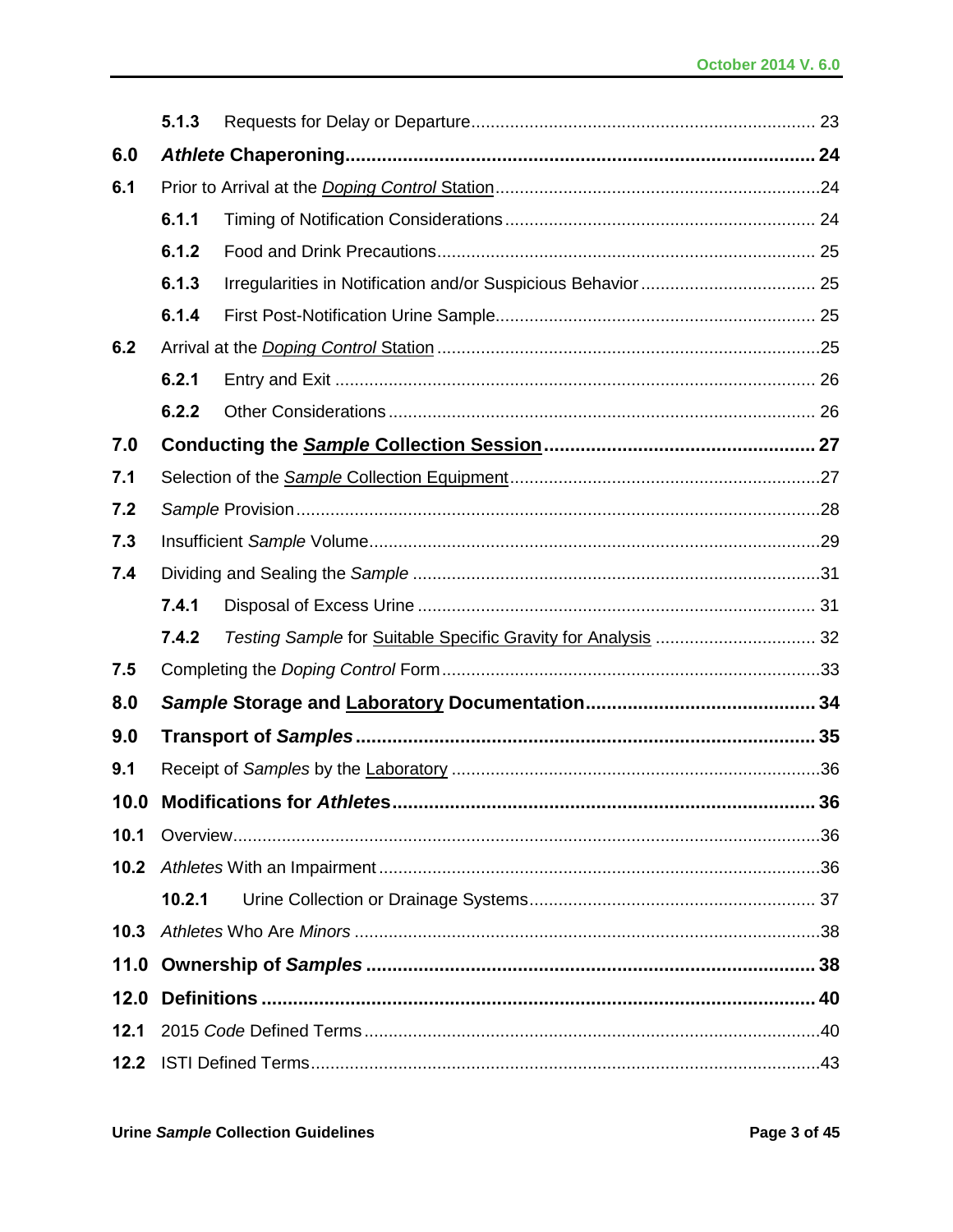| | | |
|---|---|---|
| **5.1.3** | Requests for Delay or Departure | 23 |
| **6.0** | ***Athlete* Chaperoning** | **24** |
| **6.1** | Prior to Arrival at the *Doping Control* Station | 24 |
| **6.1.1** | Timing of Notification Considerations | 24 |
| **6.1.2** | Food and Drink Precautions | 25 |
| **6.1.3** | Irregularities in Notification and/or Suspicious Behavior | 25 |
| **6.1.4** | First Post-Notification Urine Sample | 25 |
| **6.2** | Arrival at the *Doping Control* Station | 25 |
| **6.2.1** | Entry and Exit | 26 |
| **6.2.2** | Other Considerations | 26 |
| **7.0** | **Conducting the *Sample* Collection Session** | **27** |
| **7.1** | Selection of the *Sample* Collection Equipment | 27 |
| **7.2** | *Sample* Provision | 28 |
| **7.3** | Insufficient *Sample* Volume | 29 |
| **7.4** | Dividing and Sealing the *Sample* | 31 |
| **7.4.1** | Disposal of Excess Urine | 31 |
| **7.4.2** | *Testing Sample* for Suitable Specific Gravity for Analysis | 32 |
| **7.5** | Completing the *Doping Control* Form | 33 |
| **8.0** | ***Sample* Storage and Laboratory Documentation** | **34** |
| **9.0** | **Transport of *Samples*** | **35** |
| **9.1** | Receipt of *Samples* by the Laboratory | 36 |
| **10.0** | **Modifications for *Athletes*** | **36** |
| **10.1** | Overview | 36 |
| **10.2** | *Athletes* With an Impairment | 36 |
| **10.2.1** | Urine Collection or Drainage Systems | 37 |
| **10.3** | *Athletes* Who Are *Minors* | 38 |
| **11.0** | **Ownership of *Samples*** | **38** |
| **12.0** | **Definitions** | **40** |
| **12.1** | 2015 *Code* Defined Terms | 40 |
| **12.2** | ISTI Defined Terms | 43 |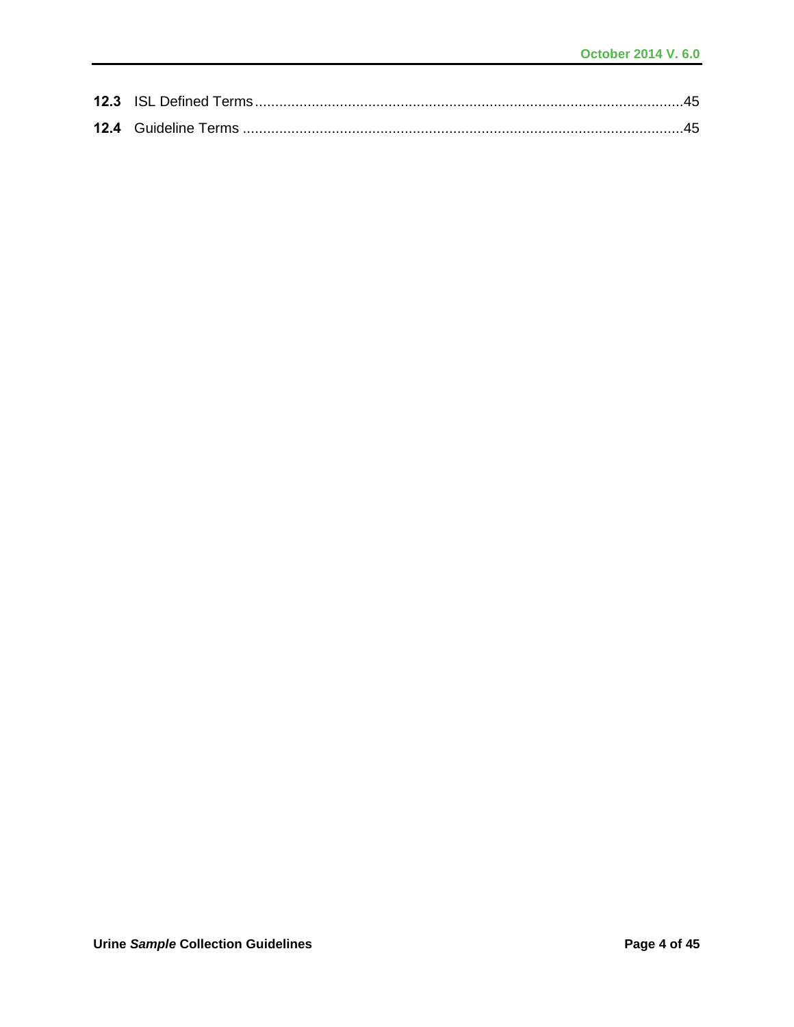**12.3** ISL Defined Terms........................................................................................................45

**12.4** Guideline Terms ..........................................................................................................45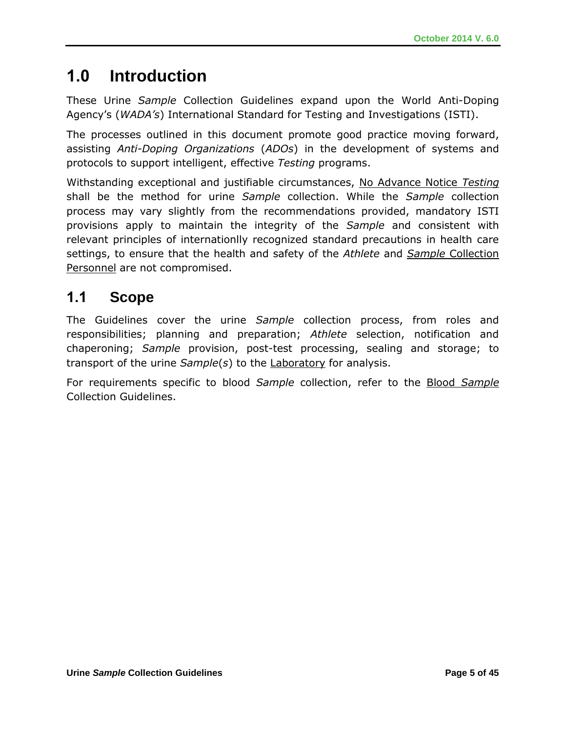# 1.0 Introduction

These Urine *Sample* Collection Guidelines expand upon the World Anti-Doping Agency's (*WADA's*) International Standard for Testing and Investigations (ISTI).

The processes outlined in this document promote good practice moving forward, assisting *Anti-Doping Organizations* (*ADOs*) in the development of systems and protocols to support intelligent, effective *Testing* programs.

Withstanding exceptional and justifiable circumstances, No Advance Notice *Testing* shall be the method for urine *Sample* collection. While the *Sample* collection process may vary slightly from the recommendations provided, mandatory ISTI provisions apply to maintain the integrity of the *Sample* and consistent with relevant principles of internationlly recognized standard precautions in health care settings, to ensure that the health and safety of the *Athlete* and *Sample* Collection Personnel are not compromised.

## 1.1 Scope

The Guidelines cover the urine *Sample* collection process, from roles and responsibilities; planning and preparation; *Athlete* selection, notification and chaperoning; *Sample* provision, post-test processing, sealing and storage; to transport of the urine *Sample*(*s*) to the Laboratory for analysis.

For requirements specific to blood *Sample* collection, refer to the Blood *Sample* Collection Guidelines.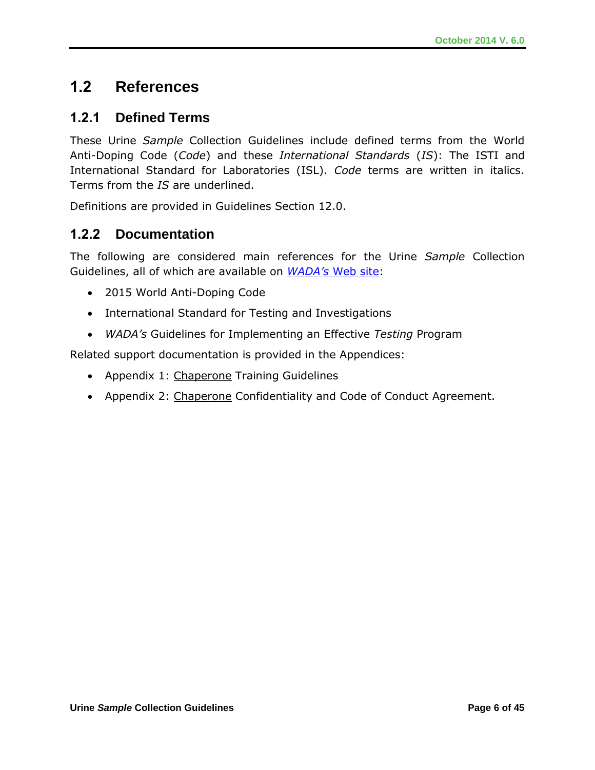## 1.2 References

### 1.2.1 Defined Terms

These Urine *Sample* Collection Guidelines include defined terms from the World Anti-Doping Code (*Code*) and these *International Standards* (*IS*): The ISTI and International Standard for Laboratories (ISL). *Code* terms are written in italics. Terms from the *IS* are underlined.

Definitions are provided in Guidelines Section 12.0.

### 1.2.2 Documentation

The following are considered main references for the Urine *Sample* Collection Guidelines, all of which are available on *WADA's* Web site:

- 2015 World Anti-Doping Code
- International Standard for Testing and Investigations
- *WADA's* Guidelines for Implementing an Effective *Testing* Program

Related support documentation is provided in the Appendices:

- Appendix 1: <u>Chaperone</u> Training Guidelines
- Appendix 2: <u>Chaperone</u> Confidentiality and Code of Conduct Agreement.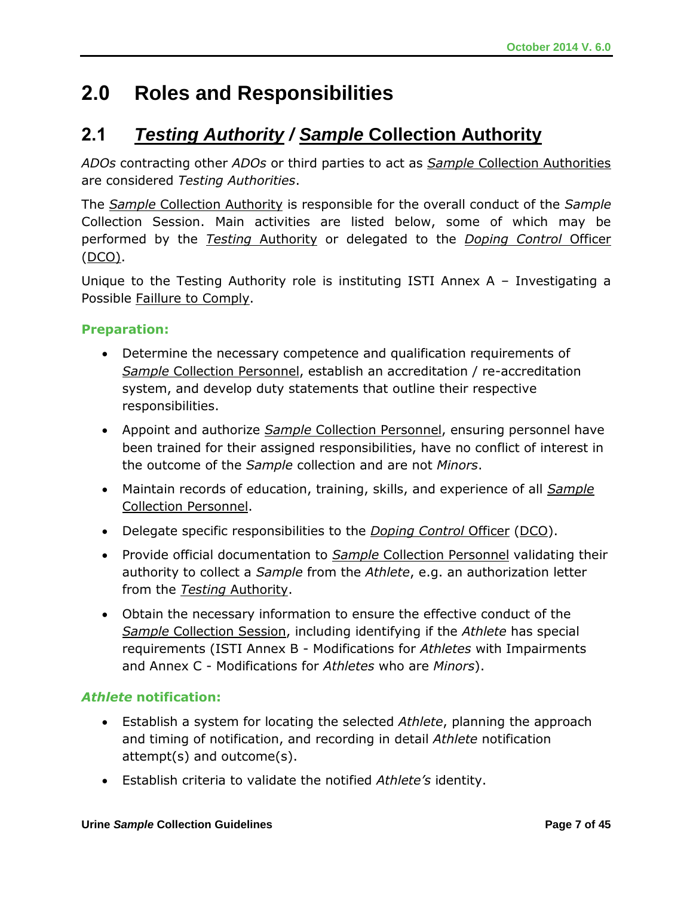# 2.0 Roles and Responsibilities

## 2.1 *Testing Authority* / *Sample* Collection Authority

*ADOs* contracting other *ADOs* or third parties to act as *Sample* Collection Authorities are considered *Testing Authorities*.

The *Sample* Collection Authority is responsible for the overall conduct of the *Sample* Collection Session. Main activities are listed below, some of which may be performed by the *Testing* Authority or delegated to the *Doping Control* Officer (DCO).

Unique to the Testing Authority role is instituting ISTI Annex A – Investigating a Possible Faillure to Comply.

**Preparation:**

- Determine the necessary competence and qualification requirements of *Sample* Collection Personnel, establish an accreditation / re-accreditation system, and develop duty statements that outline their respective responsibilities.
- Appoint and authorize *Sample* Collection Personnel, ensuring personnel have been trained for their assigned responsibilities, have no conflict of interest in the outcome of the *Sample* collection and are not *Minors*.
- Maintain records of education, training, skills, and experience of all *Sample* Collection Personnel.
- Delegate specific responsibilities to the *Doping Control* Officer (DCO).
- Provide official documentation to *Sample* Collection Personnel validating their authority to collect a *Sample* from the *Athlete*, e.g. an authorization letter from the *Testing* Authority.
- Obtain the necessary information to ensure the effective conduct of the *Sample* Collection Session, including identifying if the *Athlete* has special requirements (ISTI Annex B - Modifications for *Athletes* with Impairments and Annex C - Modifications for *Athletes* who are *Minors*).

***Athlete* notification:**

- Establish a system for locating the selected *Athlete*, planning the approach and timing of notification, and recording in detail *Athlete* notification attempt(s) and outcome(s).
- Establish criteria to validate the notified *Athlete's* identity.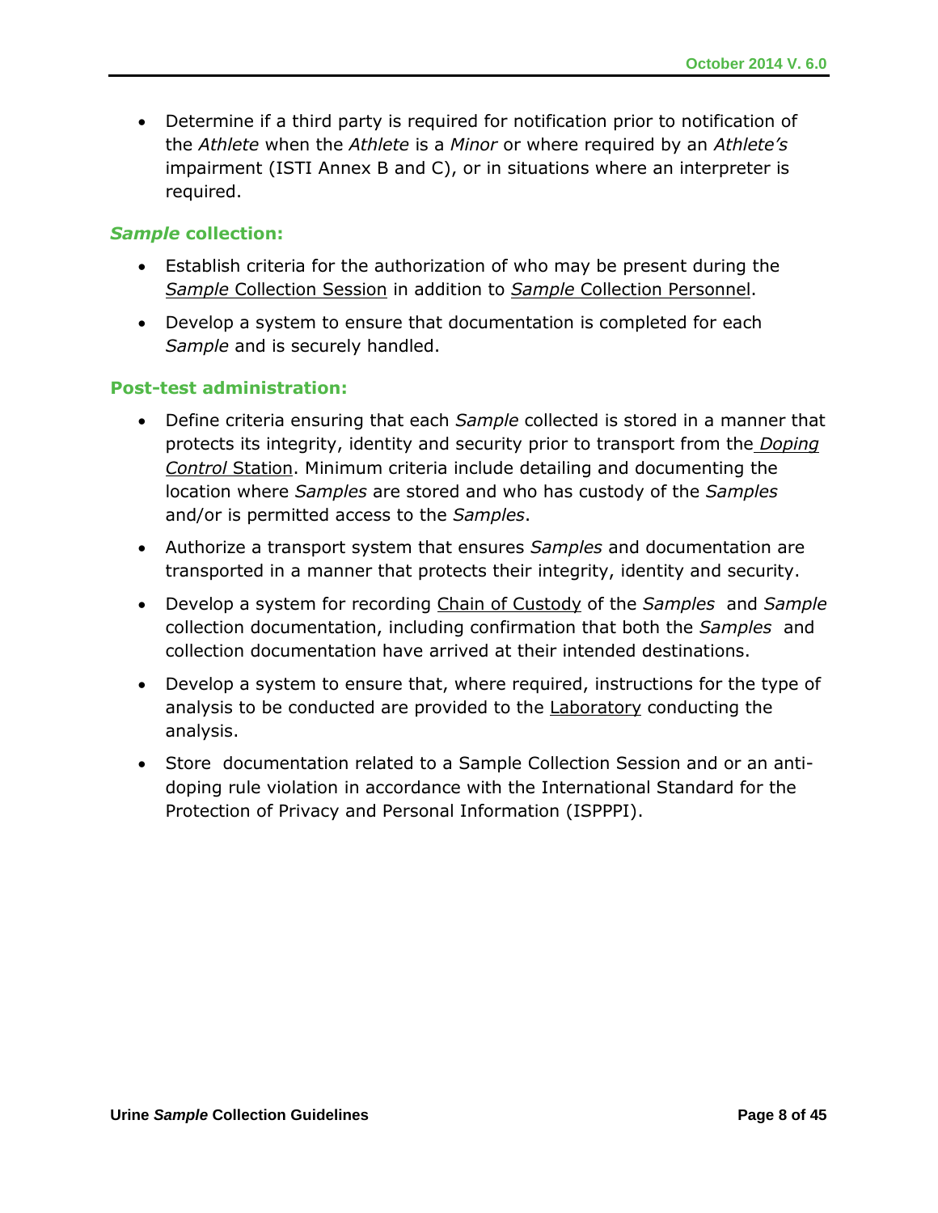- Determine if a third party is required for notification prior to notification of the *Athlete* when the *Athlete* is a *Minor* or where required by an *Athlete's* impairment (ISTI Annex B and C), or in situations where an interpreter is required.

### *Sample* collection:

- Establish criteria for the authorization of who may be present during the *Sample* Collection Session in addition to *Sample* Collection Personnel.
- Develop a system to ensure that documentation is completed for each *Sample* and is securely handled.

### Post-test administration:

- Define criteria ensuring that each *Sample* collected is stored in a manner that protects its integrity, identity and security prior to transport from the *Doping Control* Station. Minimum criteria include detailing and documenting the location where *Samples* are stored and who has custody of the *Samples* and/or is permitted access to the *Samples*.
- Authorize a transport system that ensures *Samples* and documentation are transported in a manner that protects their integrity, identity and security.
- Develop a system for recording Chain of Custody of the *Samples* and *Sample* collection documentation, including confirmation that both the *Samples* and collection documentation have arrived at their intended destinations.
- Develop a system to ensure that, where required, instructions for the type of analysis to be conducted are provided to the Laboratory conducting the analysis.
- Store documentation related to a Sample Collection Session and or an anti-doping rule violation in accordance with the International Standard for the Protection of Privacy and Personal Information (ISPPPI).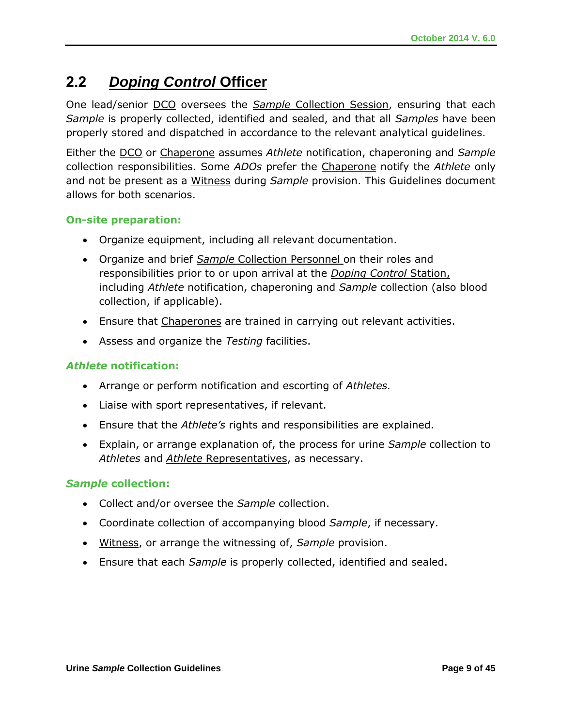## 2.2 *Doping Control* Officer

One lead/senior DCO oversees the *Sample* Collection Session, ensuring that each *Sample* is properly collected, identified and sealed, and that all *Samples* have been properly stored and dispatched in accordance to the relevant analytical guidelines.

Either the DCO or Chaperone assumes *Athlete* notification, chaperoning and *Sample* collection responsibilities. Some *ADOs* prefer the Chaperone notify the *Athlete* only and not be present as a Witness during *Sample* provision. This Guidelines document allows for both scenarios.

### On-site preparation:

- Organize equipment, including all relevant documentation.
- Organize and brief *Sample* Collection Personnel on their roles and responsibilities prior to or upon arrival at the *Doping Control* Station, including *Athlete* notification, chaperoning and *Sample* collection (also blood collection, if applicable).
- Ensure that Chaperones are trained in carrying out relevant activities.
- Assess and organize the *Testing* facilities.

### *Athlete* notification:

- Arrange or perform notification and escorting of *Athletes.*
- Liaise with sport representatives, if relevant.
- Ensure that the *Athlete's* rights and responsibilities are explained.
- Explain, or arrange explanation of, the process for urine *Sample* collection to *Athletes* and *Athlete* Representatives, as necessary.

### *Sample* collection:

- Collect and/or oversee the *Sample* collection.
- Coordinate collection of accompanying blood *Sample*, if necessary.
- Witness, or arrange the witnessing of, *Sample* provision.
- Ensure that each *Sample* is properly collected, identified and sealed.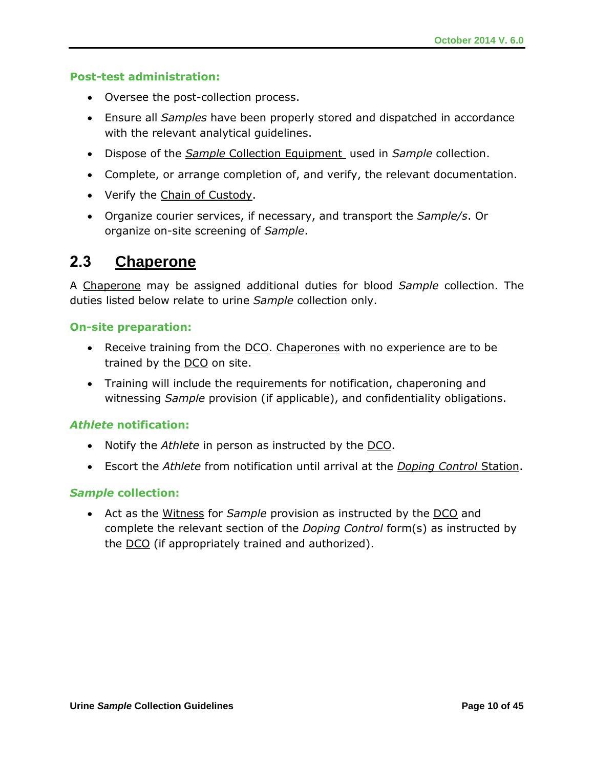**Post-test administration:**

- Oversee the post-collection process.
- Ensure all *Samples* have been properly stored and dispatched in accordance with the relevant analytical guidelines.
- Dispose of the *Sample* Collection Equipment used in *Sample* collection.
- Complete, or arrange completion of, and verify, the relevant documentation.
- Verify the Chain of Custody.
- Organize courier services, if necessary, and transport the *Sample/s*. Or organize on-site screening of *Sample*.

## 2.3 Chaperone

A Chaperone may be assigned additional duties for blood *Sample* collection. The duties listed below relate to urine *Sample* collection only.

**On-site preparation:**

- Receive training from the DCO. Chaperones with no experience are to be trained by the DCO on site.
- Training will include the requirements for notification, chaperoning and witnessing *Sample* provision (if applicable), and confidentiality obligations.

***Athlete* notification:**

- Notify the *Athlete* in person as instructed by the DCO.
- Escort the *Athlete* from notification until arrival at the *Doping Control* Station.

***Sample* collection:**

- Act as the Witness for *Sample* provision as instructed by the DCO and complete the relevant section of the *Doping Control* form(s) as instructed by the DCO (if appropriately trained and authorized).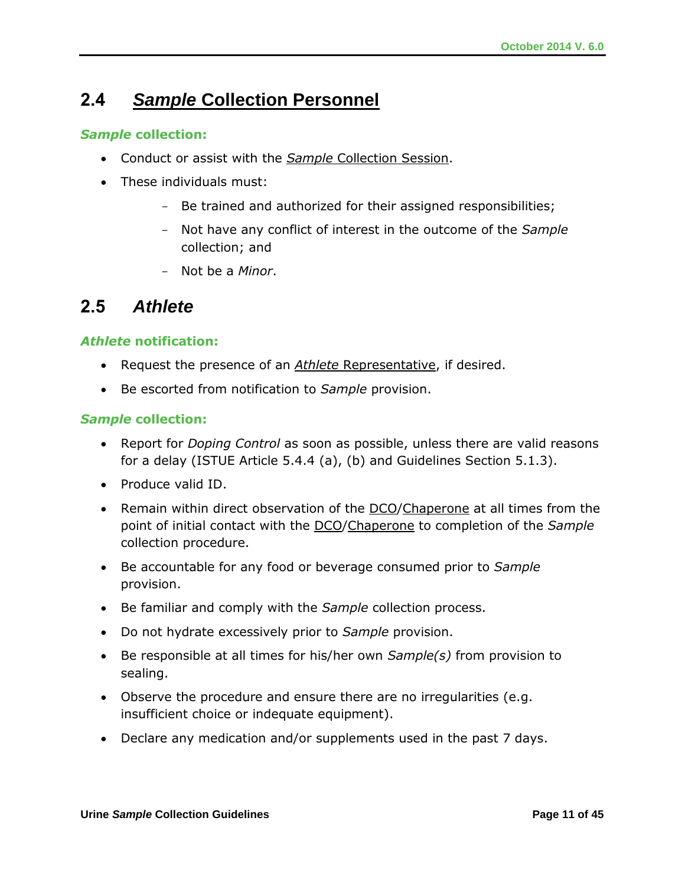## 2.4 *Sample* Collection Personnel

***Sample* collection:**

- Conduct or assist with the *Sample* Collection Session.
- These individuals must:
  - Be trained and authorized for their assigned responsibilities;
  - Not have any conflict of interest in the outcome of the *Sample* collection; and
  - Not be a *Minor*.

## 2.5 *Athlete*

***Athlete* notification:**

- Request the presence of an *Athlete* Representative, if desired.
- Be escorted from notification to *Sample* provision.

***Sample* collection:**

- Report for *Doping Control* as soon as possible, unless there are valid reasons for a delay (ISTUE Article 5.4.4 (a), (b) and Guidelines Section 5.1.3).
- Produce valid ID.
- Remain within direct observation of the DCO/Chaperone at all times from the point of initial contact with the DCO/Chaperone to completion of the *Sample* collection procedure.
- Be accountable for any food or beverage consumed prior to *Sample* provision.
- Be familiar and comply with the *Sample* collection process.
- Do not hydrate excessively prior to *Sample* provision.
- Be responsible at all times for his/her own *Sample(s)* from provision to sealing.
- Observe the procedure and ensure there are no irregularities (e.g. insufficient choice or indequate equipment).
- Declare any medication and/or supplements used in the past 7 days.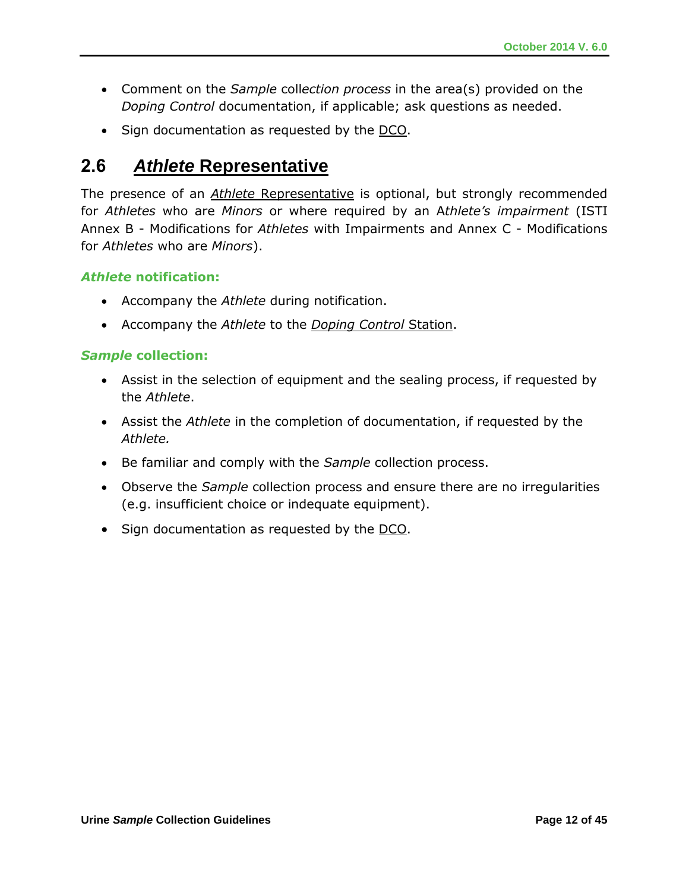- Comment on the *Sample* collection process in the area(s) provided on the *Doping Control* documentation, if applicable; ask questions as needed.
- Sign documentation as requested by the DCO.

## 2.6 *Athlete* Representative

The presence of an *Athlete* Representative is optional, but strongly recommended for *Athletes* who are *Minors* or where required by an A*thlete's impairment* (ISTI Annex B - Modifications for *Athletes* with Impairments and Annex C - Modifications for *Athletes* who are *Minors*).

### *Athlete* notification:

- Accompany the *Athlete* during notification.
- Accompany the *Athlete* to the *Doping Control* Station.

### *Sample* collection:

- Assist in the selection of equipment and the sealing process, if requested by the *Athlete*.
- Assist the *Athlete* in the completion of documentation, if requested by the *Athlete.*
- Be familiar and comply with the *Sample* collection process.
- Observe the *Sample* collection process and ensure there are no irregularities (e.g. insufficient choice or indequate equipment).
- Sign documentation as requested by the DCO.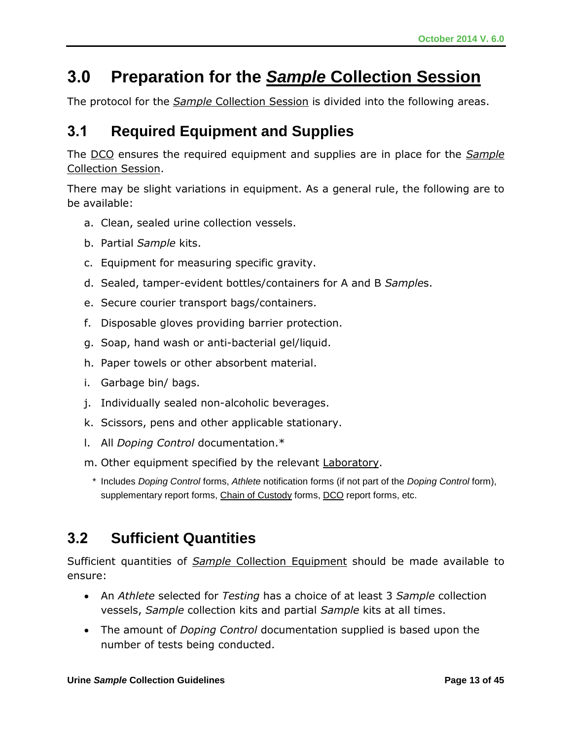# 3.0 Preparation for the *Sample* Collection Session

The protocol for the *Sample* Collection Session is divided into the following areas.

## 3.1 Required Equipment and Supplies

The DCO ensures the required equipment and supplies are in place for the *Sample* Collection Session.

There may be slight variations in equipment. As a general rule, the following are to be available:

a. Clean, sealed urine collection vessels.

b. Partial *Sample* kits.

c. Equipment for measuring specific gravity.

d. Sealed, tamper-evident bottles/containers for A and B *Sample*s.

e. Secure courier transport bags/containers.

f. Disposable gloves providing barrier protection.

g. Soap, hand wash or anti-bacterial gel/liquid.

h. Paper towels or other absorbent material.

i. Garbage bin/ bags.

j. Individually sealed non-alcoholic beverages.

k. Scissors, pens and other applicable stationary.

l. All *Doping Control* documentation.*

m. Other equipment specified by the relevant Laboratory.

\* Includes *Doping Control* forms, *Athlete* notification forms (if not part of the *Doping Control* form), supplementary report forms, Chain of Custody forms, DCO report forms, etc.

## 3.2 Sufficient Quantities

Sufficient quantities of *Sample* Collection Equipment should be made available to ensure:

- An *Athlete* selected for *Testing* has a choice of at least 3 *Sample* collection vessels, *Sample* collection kits and partial *Sample* kits at all times.
- The amount of *Doping Control* documentation supplied is based upon the number of tests being conducted.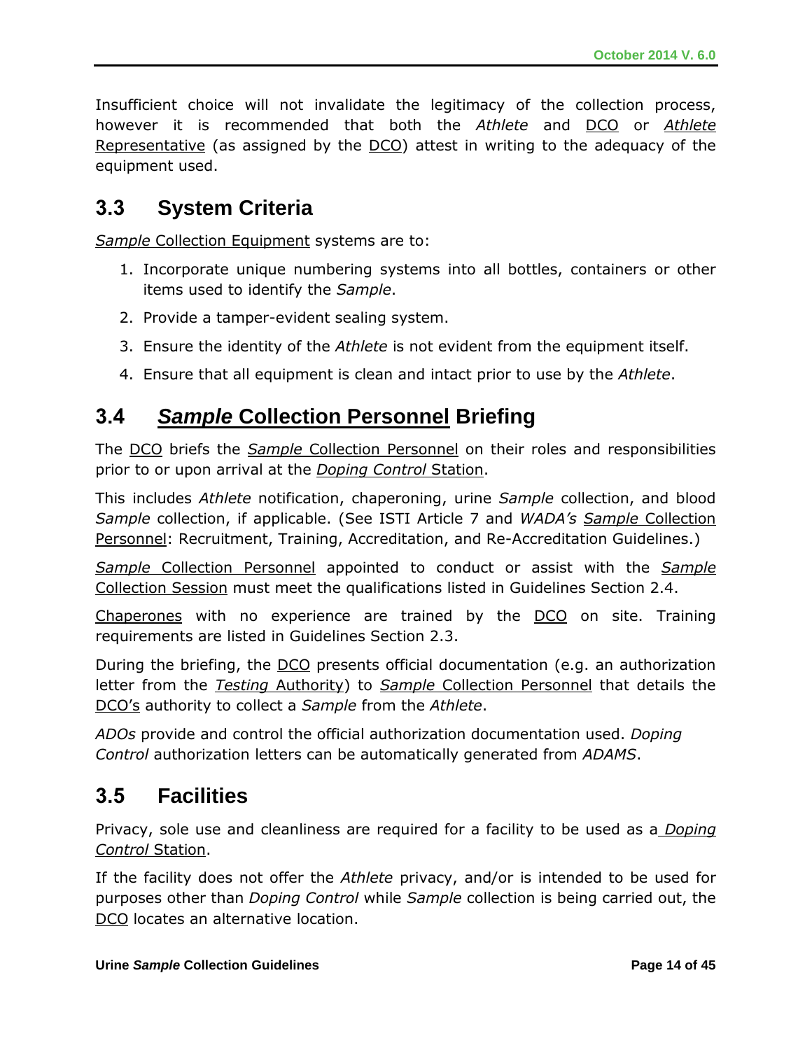Insufficient choice will not invalidate the legitimacy of the collection process, however it is recommended that both the *Athlete* and DCO or *Athlete* Representative (as assigned by the DCO) attest in writing to the adequacy of the equipment used.

## 3.3 System Criteria

*Sample* Collection Equipment systems are to:

1. Incorporate unique numbering systems into all bottles, containers or other items used to identify the *Sample*.
2. Provide a tamper-evident sealing system.
3. Ensure the identity of the *Athlete* is not evident from the equipment itself.
4. Ensure that all equipment is clean and intact prior to use by the *Athlete*.

## 3.4 *Sample* Collection Personnel Briefing

The DCO briefs the *Sample* Collection Personnel on their roles and responsibilities prior to or upon arrival at the *Doping Control* Station.

This includes *Athlete* notification, chaperoning, urine *Sample* collection, and blood *Sample* collection, if applicable. (See ISTI Article 7 and *WADA's* *Sample* Collection Personnel: Recruitment, Training, Accreditation, and Re-Accreditation Guidelines.)

*Sample* Collection Personnel appointed to conduct or assist with the *Sample* Collection Session must meet the qualifications listed in Guidelines Section 2.4.

Chaperones with no experience are trained by the DCO on site. Training requirements are listed in Guidelines Section 2.3.

During the briefing, the DCO presents official documentation (e.g. an authorization letter from the *Testing* Authority) to *Sample* Collection Personnel that details the DCO's authority to collect a *Sample* from the *Athlete*.

*ADOs* provide and control the official authorization documentation used. *Doping Control* authorization letters can be automatically generated from *ADAMS*.

## 3.5 Facilities

Privacy, sole use and cleanliness are required for a facility to be used as a *Doping Control* Station.

If the facility does not offer the *Athlete* privacy, and/or is intended to be used for purposes other than *Doping Control* while *Sample* collection is being carried out, the DCO locates an alternative location.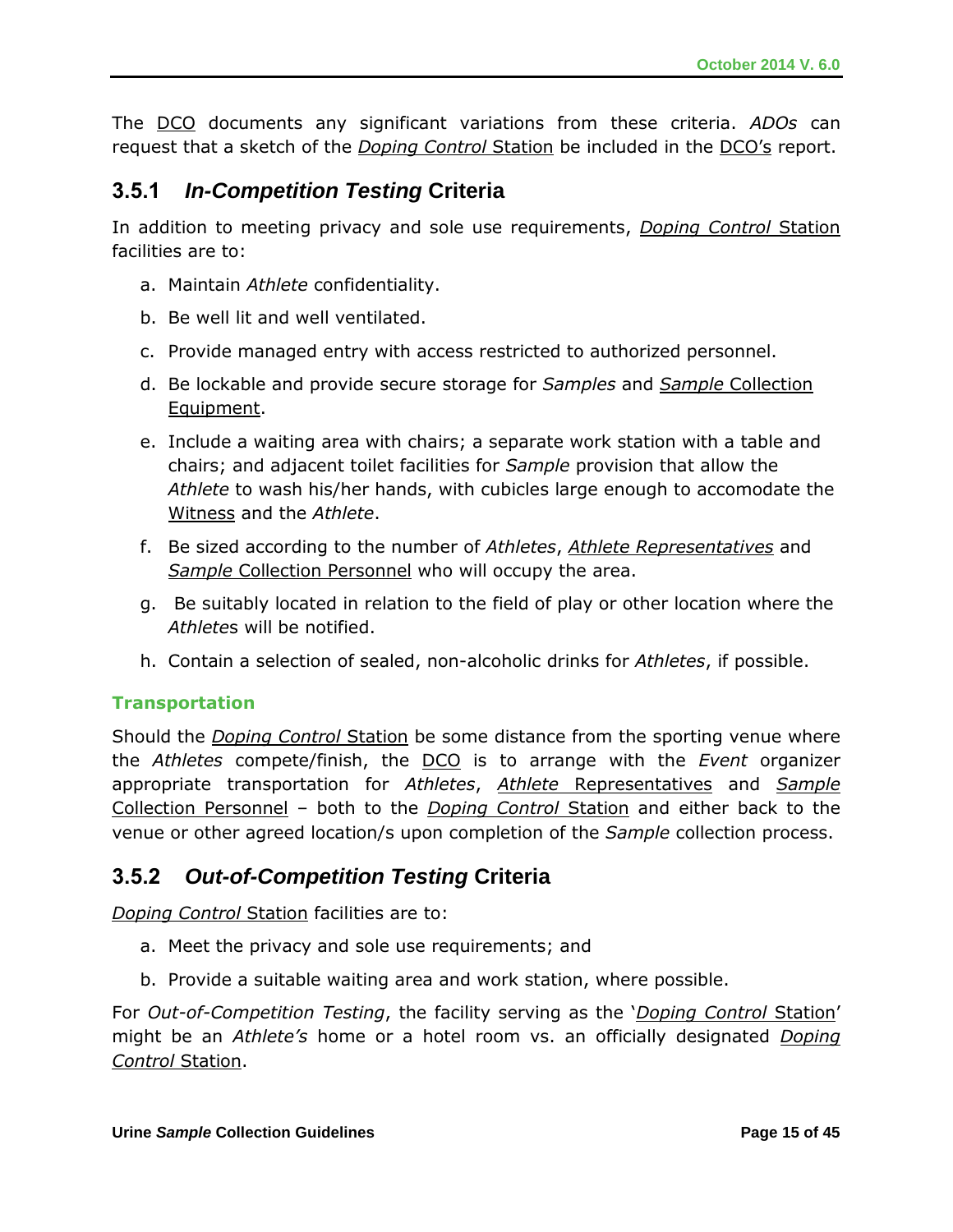The DCO documents any significant variations from these criteria. *ADOs* can request that a sketch of the *Doping Control* Station be included in the DCO's report.

### 3.5.1 *In-Competition Testing* Criteria

In addition to meeting privacy and sole use requirements, *Doping Control* Station facilities are to:

a. Maintain *Athlete* confidentiality.

b. Be well lit and well ventilated.

c. Provide managed entry with access restricted to authorized personnel.

d. Be lockable and provide secure storage for *Samples* and *Sample* Collection Equipment.

e. Include a waiting area with chairs; a separate work station with a table and chairs; and adjacent toilet facilities for *Sample* provision that allow the *Athlete* to wash his/her hands, with cubicles large enough to accomodate the Witness and the *Athlete*.

f. Be sized according to the number of *Athletes*, *Athlete Representatives* and *Sample* Collection Personnel who will occupy the area.

g. Be suitably located in relation to the field of play or other location where the *Athlete*s will be notified.

h. Contain a selection of sealed, non-alcoholic drinks for *Athletes*, if possible.

**Transportation**

Should the *Doping Control* Station be some distance from the sporting venue where the *Athletes* compete/finish, the DCO is to arrange with the *Event* organizer appropriate transportation for *Athletes*, *Athlete* Representatives and *Sample* Collection Personnel – both to the *Doping Control* Station and either back to the venue or other agreed location/s upon completion of the *Sample* collection process.

### 3.5.2 *Out-of-Competition Testing* Criteria

*Doping Control* Station facilities are to:

a. Meet the privacy and sole use requirements; and

b. Provide a suitable waiting area and work station, where possible.

For *Out-of-Competition Testing*, the facility serving as the '*Doping Control* Station' might be an *Athlete's* home or a hotel room vs. an officially designated *Doping Control* Station.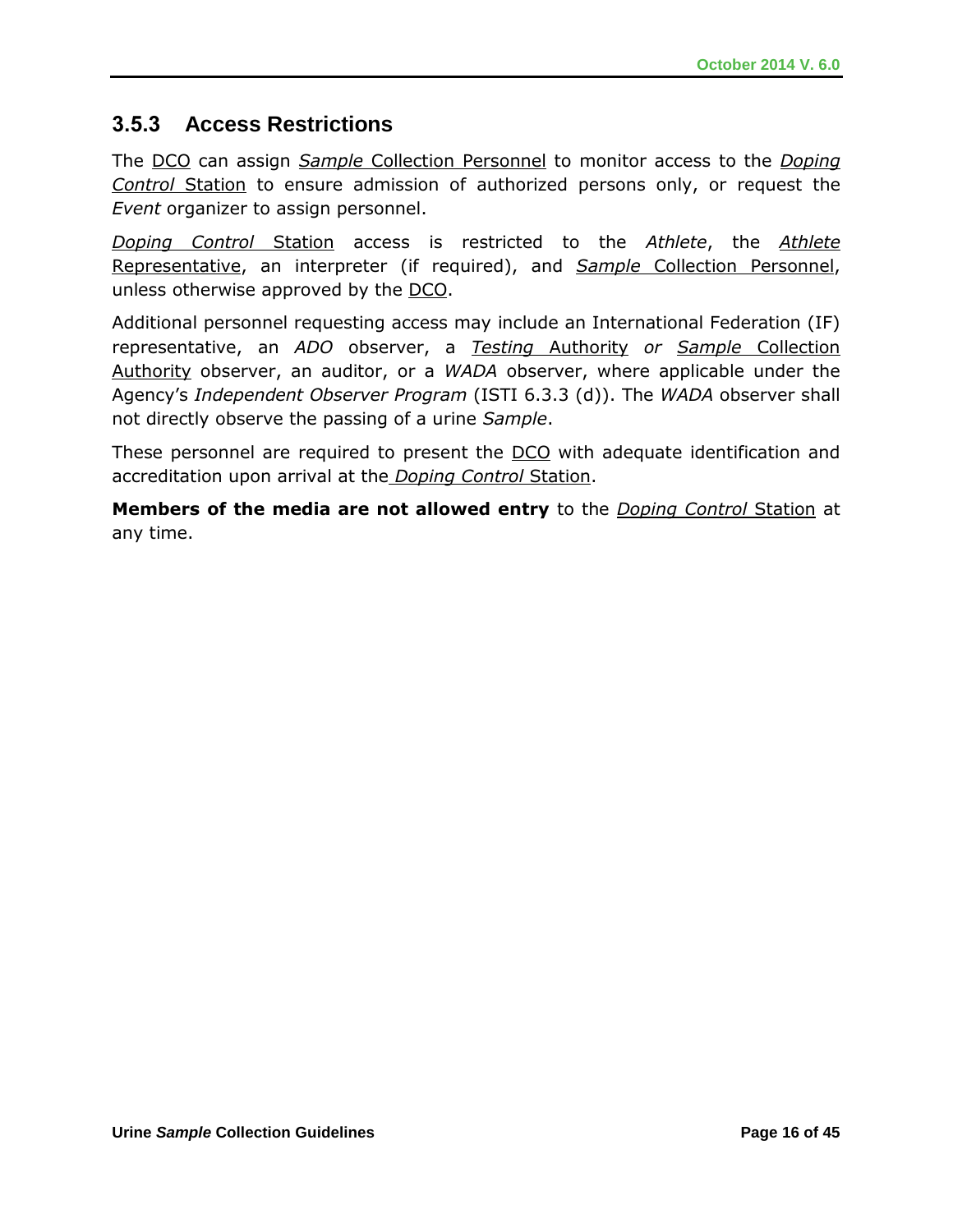### 3.5.3 Access Restrictions

The DCO can assign *Sample* Collection Personnel to monitor access to the *Doping Control* Station to ensure admission of authorized persons only, or request the *Event* organizer to assign personnel.

*Doping Control* Station access is restricted to the *Athlete*, the *Athlete* Representative, an interpreter (if required), and *Sample* Collection Personnel, unless otherwise approved by the DCO.

Additional personnel requesting access may include an International Federation (IF) representative, an *ADO* observer, a *Testing* Authority *or* *Sample* Collection Authority observer, an auditor, or a *WADA* observer, where applicable under the Agency's *Independent Observer Program* (ISTI 6.3.3 (d)). The *WADA* observer shall not directly observe the passing of a urine *Sample*.

These personnel are required to present the DCO with adequate identification and accreditation upon arrival at the *Doping Control* Station.

**Members of the media are not allowed entry** to the *Doping Control* Station at any time.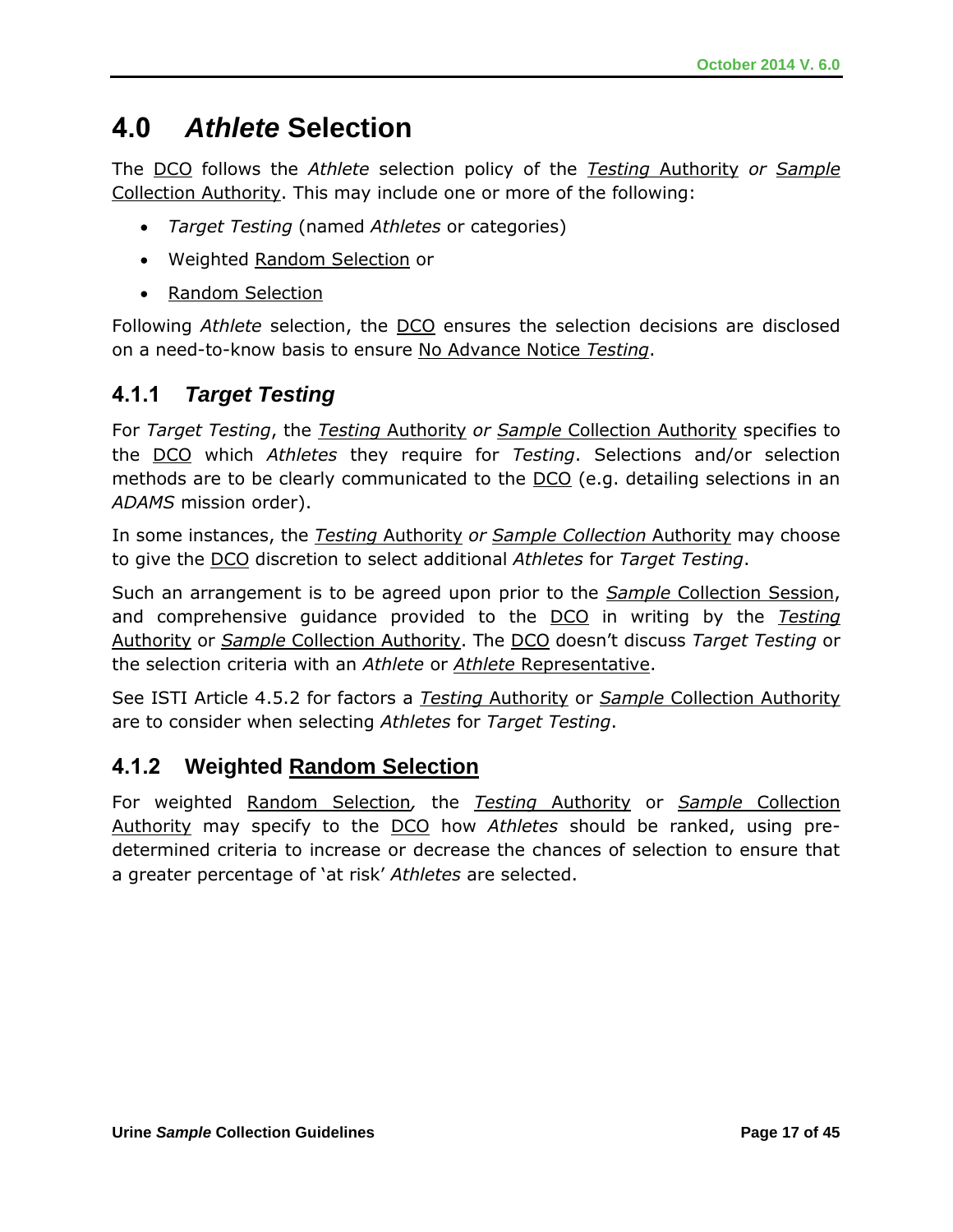# 4.0 *Athlete* Selection

The DCO follows the *Athlete* selection policy of the *Testing* Authority *or* *Sample* Collection Authority. This may include one or more of the following:

- *Target Testing* (named *Athletes* or categories)
- Weighted Random Selection or
- Random Selection

Following *Athlete* selection, the DCO ensures the selection decisions are disclosed on a need-to-know basis to ensure No Advance Notice *Testing*.

## 4.1.1 *Target Testing*

For *Target Testing*, the *Testing* Authority *or* *Sample* Collection Authority specifies to the DCO which *Athletes* they require for *Testing*. Selections and/or selection methods are to be clearly communicated to the DCO (e.g. detailing selections in an *ADAMS* mission order).

In some instances, the *Testing* Authority *or* *Sample Collection* Authority may choose to give the DCO discretion to select additional *Athletes* for *Target Testing*.

Such an arrangement is to be agreed upon prior to the *Sample* Collection Session, and comprehensive guidance provided to the DCO in writing by the *Testing* Authority or *Sample* Collection Authority. The DCO doesn't discuss *Target Testing* or the selection criteria with an *Athlete* or *Athlete* Representative.

See ISTI Article 4.5.2 for factors a *Testing* Authority or *Sample* Collection Authority are to consider when selecting *Athletes* for *Target Testing*.

## 4.1.2 Weighted Random Selection

For weighted Random Selection, the *Testing* Authority or *Sample* Collection Authority may specify to the DCO how *Athletes* should be ranked, using pre-determined criteria to increase or decrease the chances of selection to ensure that a greater percentage of 'at risk' *Athletes* are selected.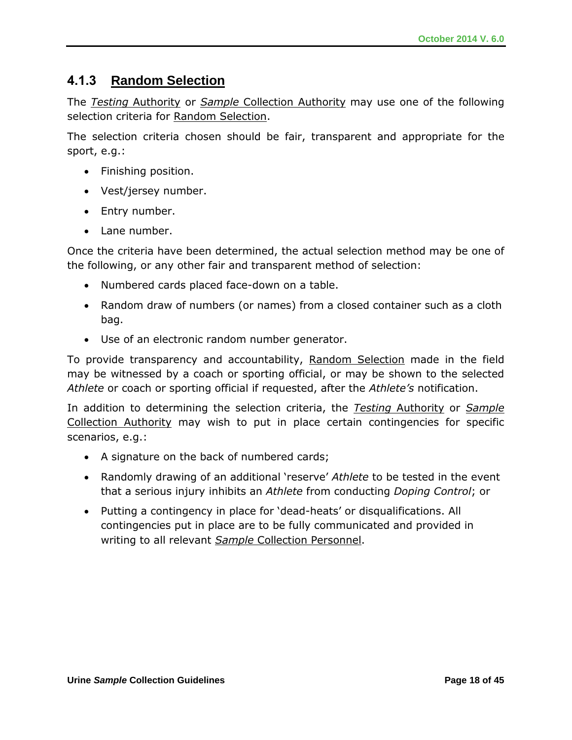### 4.1.3 Random Selection

The *Testing* Authority or *Sample* Collection Authority may use one of the following selection criteria for Random Selection.

The selection criteria chosen should be fair, transparent and appropriate for the sport, e.g.:

- Finishing position.
- Vest/jersey number.
- Entry number.
- Lane number.

Once the criteria have been determined, the actual selection method may be one of the following, or any other fair and transparent method of selection:

- Numbered cards placed face-down on a table.
- Random draw of numbers (or names) from a closed container such as a cloth bag.
- Use of an electronic random number generator.

To provide transparency and accountability, Random Selection made in the field may be witnessed by a coach or sporting official, or may be shown to the selected *Athlete* or coach or sporting official if requested, after the *Athlete's* notification.

In addition to determining the selection criteria, the *Testing* Authority or *Sample* Collection Authority may wish to put in place certain contingencies for specific scenarios, e.g.:

- A signature on the back of numbered cards;
- Randomly drawing of an additional 'reserve' *Athlete* to be tested in the event that a serious injury inhibits an *Athlete* from conducting *Doping Control*; or
- Putting a contingency in place for 'dead-heats' or disqualifications. All contingencies put in place are to be fully communicated and provided in writing to all relevant *Sample* Collection Personnel.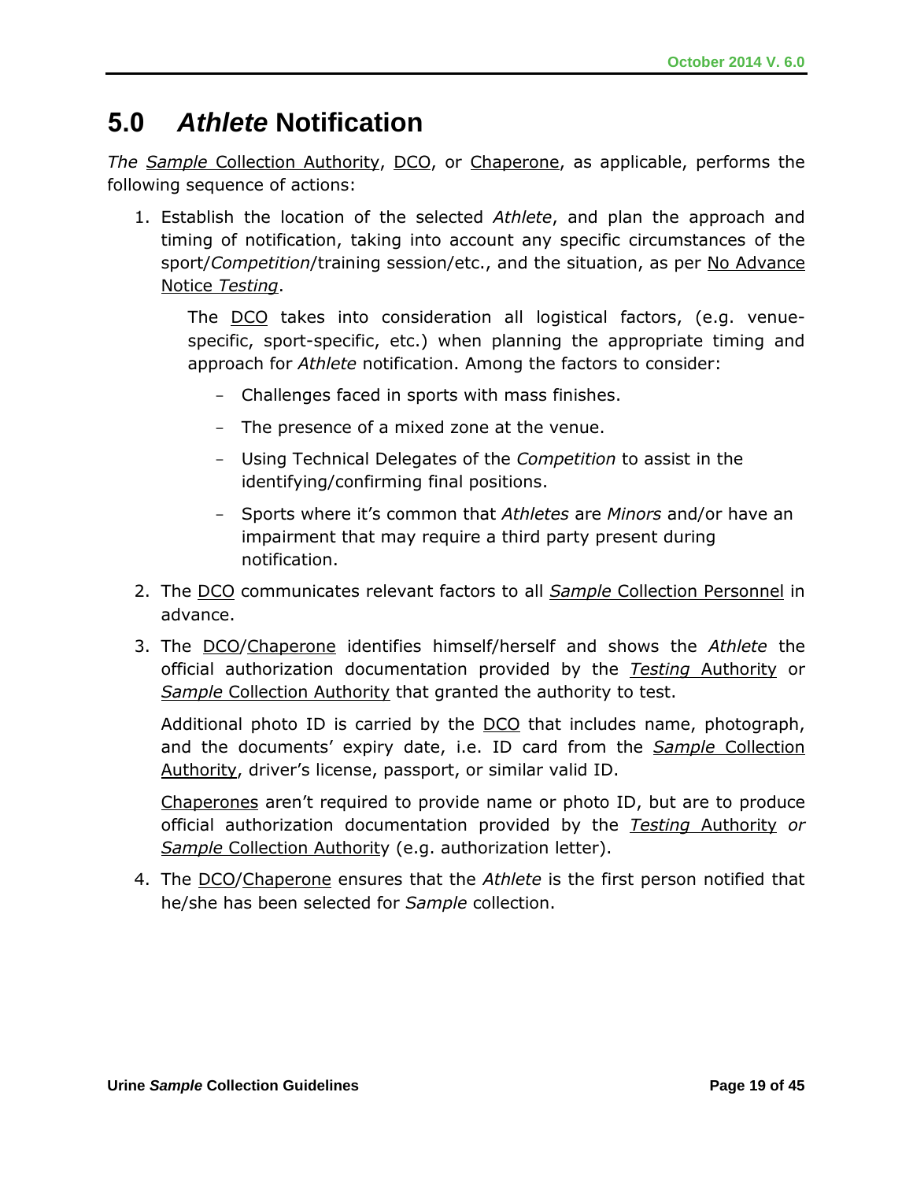# 5.0 *Athlete* Notification

*The Sample* Collection Authority, DCO, or Chaperone, as applicable, performs the following sequence of actions:

1. Establish the location of the selected *Athlete*, and plan the approach and timing of notification, taking into account any specific circumstances of the sport/*Competition*/training session/etc., and the situation, as per No Advance Notice *Testing*.

   The DCO takes into consideration all logistical factors, (e.g. venue-specific, sport-specific, etc.) when planning the appropriate timing and approach for *Athlete* notification. Among the factors to consider:

   - Challenges faced in sports with mass finishes.
   - The presence of a mixed zone at the venue.
   - Using Technical Delegates of the *Competition* to assist in the identifying/confirming final positions.
   - Sports where it's common that *Athletes* are *Minors* and/or have an impairment that may require a third party present during notification.

2. The DCO communicates relevant factors to all *Sample* Collection Personnel in advance.

3. The DCO/Chaperone identifies himself/herself and shows the *Athlete* the official authorization documentation provided by the *Testing* Authority or *Sample* Collection Authority that granted the authority to test.

   Additional photo ID is carried by the DCO that includes name, photograph, and the documents' expiry date, i.e. ID card from the *Sample* Collection Authority, driver's license, passport, or similar valid ID.

   Chaperones aren't required to provide name or photo ID, but are to produce official authorization documentation provided by the *Testing* Authority *or Sample* Collection Authority (e.g. authorization letter).

4. The DCO/Chaperone ensures that the *Athlete* is the first person notified that he/she has been selected for *Sample* collection.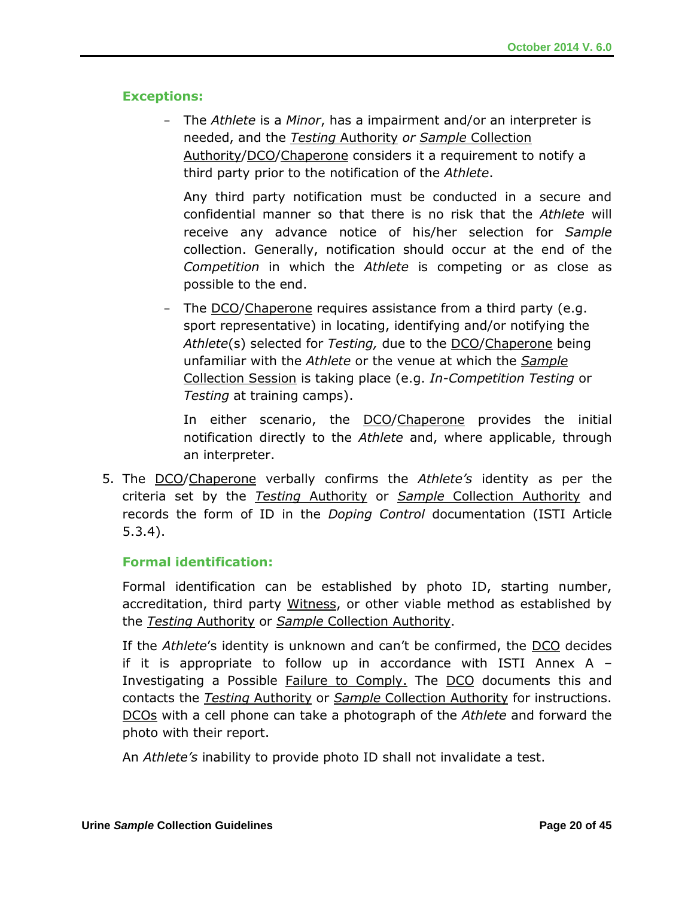**Exceptions:**

- The *Athlete* is a *Minor*, has a impairment and/or an interpreter is needed, and the *Testing* Authority *or Sample* Collection Authority/DCO/Chaperone considers it a requirement to notify a third party prior to the notification of the *Athlete*.

  Any third party notification must be conducted in a secure and confidential manner so that there is no risk that the *Athlete* will receive any advance notice of his/her selection for *Sample* collection. Generally, notification should occur at the end of the *Competition* in which the *Athlete* is competing or as close as possible to the end.

- The DCO/Chaperone requires assistance from a third party (e.g. sport representative) in locating, identifying and/or notifying the *Athlete*(s) selected for *Testing,* due to the DCO/Chaperone being unfamiliar with the *Athlete* or the venue at which the *Sample* Collection Session is taking place (e.g. *In-Competition Testing* or *Testing* at training camps).

  In either scenario, the DCO/Chaperone provides the initial notification directly to the *Athlete* and, where applicable, through an interpreter.

5. The DCO/Chaperone verbally confirms the *Athlete's* identity as per the criteria set by the *Testing* Authority or *Sample* Collection Authority and records the form of ID in the *Doping Control* documentation (ISTI Article 5.3.4).

**Formal identification:**

Formal identification can be established by photo ID, starting number, accreditation, third party Witness, or other viable method as established by the *Testing* Authority or *Sample* Collection Authority.

If the *Athlete*'s identity is unknown and can't be confirmed, the DCO decides if it is appropriate to follow up in accordance with ISTI Annex A – Investigating a Possible Failure to Comply. The DCO documents this and contacts the *Testing* Authority or *Sample* Collection Authority for instructions. DCOs with a cell phone can take a photograph of the *Athlete* and forward the photo with their report.

An *Athlete's* inability to provide photo ID shall not invalidate a test.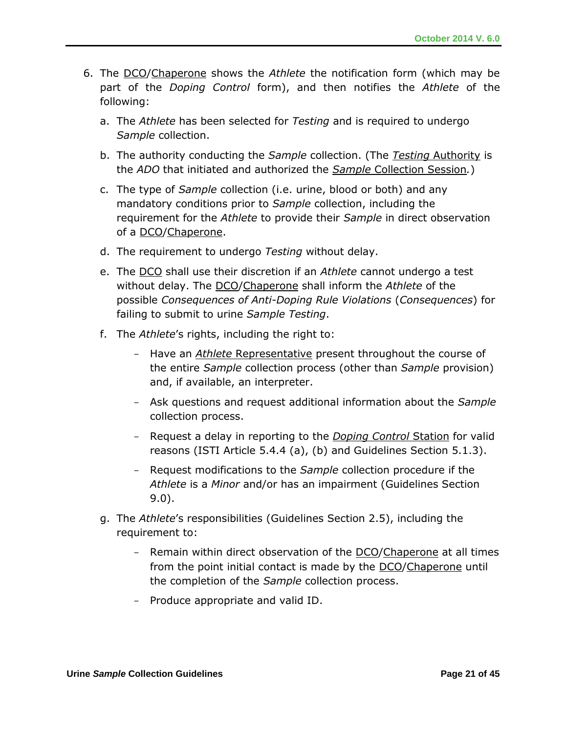6. The DCO/Chaperone shows the *Athlete* the notification form (which may be part of the *Doping Control* form), and then notifies the *Athlete* of the following:

   a. The *Athlete* has been selected for *Testing* and is required to undergo *Sample* collection.

   b. The authority conducting the *Sample* collection. (The *Testing* Authority is the *ADO* that initiated and authorized the *Sample* Collection Session.)

   c. The type of *Sample* collection (i.e. urine, blood or both) and any mandatory conditions prior to *Sample* collection, including the requirement for the *Athlete* to provide their *Sample* in direct observation of a DCO/Chaperone.

   d. The requirement to undergo *Testing* without delay.

   e. The DCO shall use their discretion if an *Athlete* cannot undergo a test without delay. The DCO/Chaperone shall inform the *Athlete* of the possible *Consequences of Anti-Doping Rule Violations* (*Consequences*) for failing to submit to urine *Sample Testing*.

   f. The *Athlete*'s rights, including the right to:

      - Have an *Athlete* Representative present throughout the course of the entire *Sample* collection process (other than *Sample* provision) and, if available, an interpreter.
      - Ask questions and request additional information about the *Sample* collection process.
      - Request a delay in reporting to the *Doping Control* Station for valid reasons (ISTI Article 5.4.4 (a), (b) and Guidelines Section 5.1.3).
      - Request modifications to the *Sample* collection procedure if the *Athlete* is a *Minor* and/or has an impairment (Guidelines Section 9.0).

   g. The *Athlete*'s responsibilities (Guidelines Section 2.5), including the requirement to:

      - Remain within direct observation of the DCO/Chaperone at all times from the point initial contact is made by the DCO/Chaperone until the completion of the *Sample* collection process.
      - Produce appropriate and valid ID.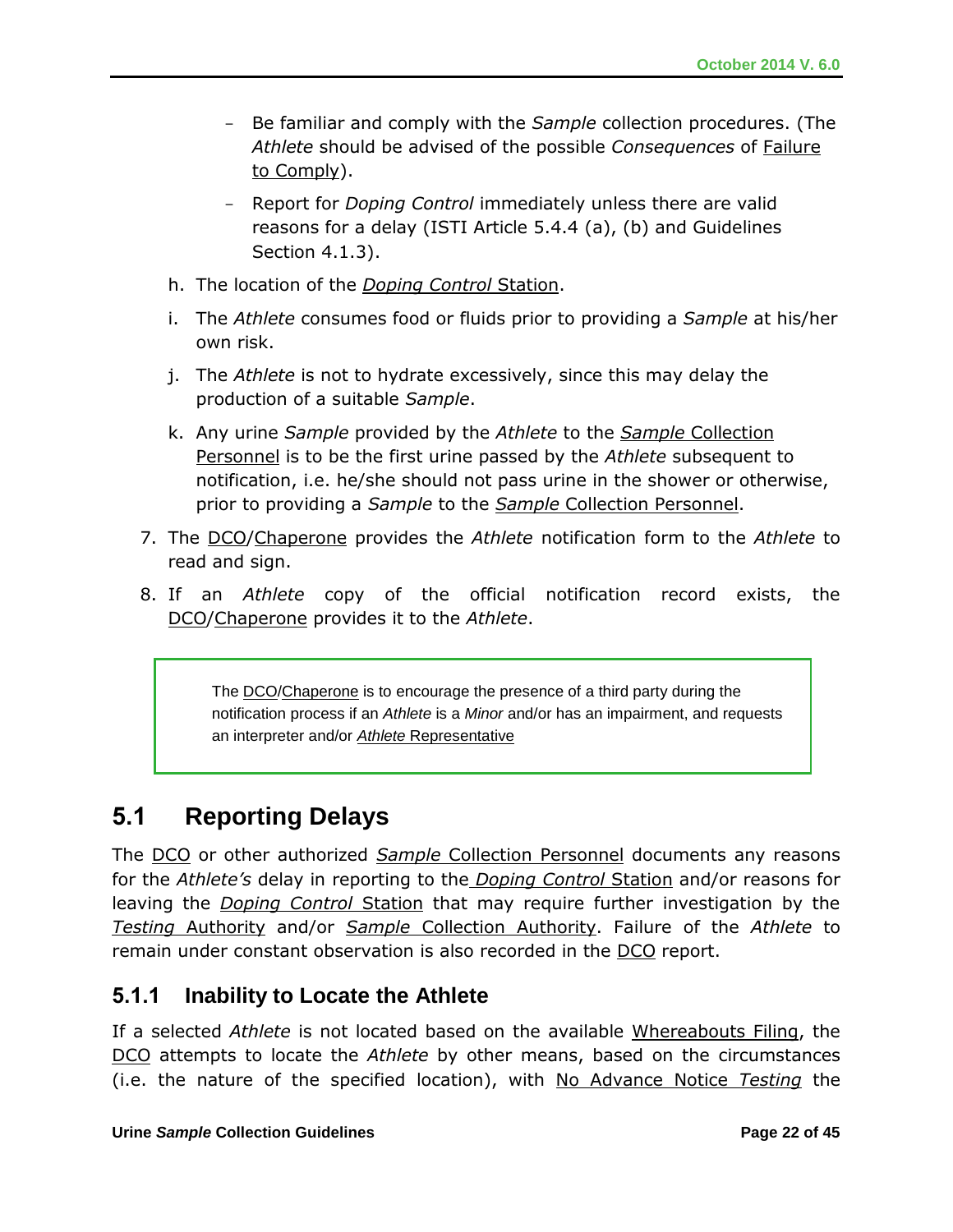- Be familiar and comply with the *Sample* collection procedures. (The *Athlete* should be advised of the possible *Consequences* of Failure to Comply).
  - Report for *Doping Control* immediately unless there are valid reasons for a delay (ISTI Article 5.4.4 (a), (b) and Guidelines Section 4.1.3).

h. The location of the *Doping Control* Station.

i. The *Athlete* consumes food or fluids prior to providing a *Sample* at his/her own risk.

j. The *Athlete* is not to hydrate excessively, since this may delay the production of a suitable *Sample*.

k. Any urine *Sample* provided by the *Athlete* to the *Sample* Collection Personnel is to be the first urine passed by the *Athlete* subsequent to notification, i.e. he/she should not pass urine in the shower or otherwise, prior to providing a *Sample* to the *Sample* Collection Personnel.

7. The DCO/Chaperone provides the *Athlete* notification form to the *Athlete* to read and sign.
8. If an *Athlete* copy of the official notification record exists, the DCO/Chaperone provides it to the *Athlete*.

> The DCO/Chaperone is to encourage the presence of a third party during the notification process if an *Athlete* is a *Minor* and/or has an impairment, and requests an interpreter and/or *Athlete* Representative

## 5.1 Reporting Delays

The DCO or other authorized *Sample* Collection Personnel documents any reasons for the *Athlete's* delay in reporting to the *Doping Control* Station and/or reasons for leaving the *Doping Control* Station that may require further investigation by the *Testing* Authority and/or *Sample* Collection Authority. Failure of the *Athlete* to remain under constant observation is also recorded in the DCO report.

### 5.1.1 Inability to Locate the Athlete

If a selected *Athlete* is not located based on the available Whereabouts Filing, the DCO attempts to locate the *Athlete* by other means, based on the circumstances (i.e. the nature of the specified location), with No Advance Notice *Testing* the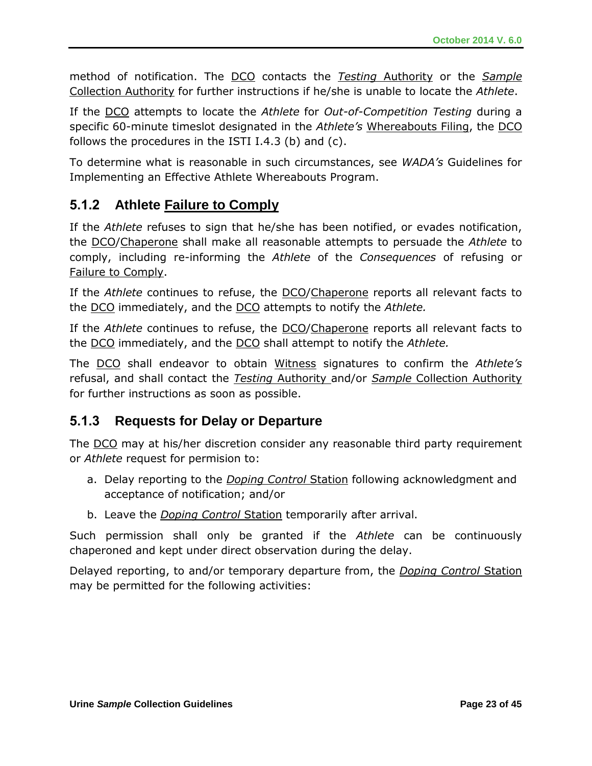method of notification. The DCO contacts the *Testing* Authority or the *Sample* Collection Authority for further instructions if he/she is unable to locate the *Athlete*.

If the DCO attempts to locate the *Athlete* for *Out-of-Competition Testing* during a specific 60-minute timeslot designated in the *Athlete's* Whereabouts Filing, the DCO follows the procedures in the ISTI I.4.3 (b) and (c).

To determine what is reasonable in such circumstances, see *WADA's* Guidelines for Implementing an Effective Athlete Whereabouts Program.

### 5.1.2 Athlete Failure to Comply

If the *Athlete* refuses to sign that he/she has been notified, or evades notification, the DCO/Chaperone shall make all reasonable attempts to persuade the *Athlete* to comply, including re-informing the *Athlete* of the *Consequences* of refusing or Failure to Comply.

If the *Athlete* continues to refuse, the DCO/Chaperone reports all relevant facts to the DCO immediately, and the DCO attempts to notify the *Athlete.*

If the *Athlete* continues to refuse, the DCO/Chaperone reports all relevant facts to the DCO immediately, and the DCO shall attempt to notify the *Athlete.*

The DCO shall endeavor to obtain Witness signatures to confirm the *Athlete's* refusal, and shall contact the *Testing* Authority and/or *Sample* Collection Authority for further instructions as soon as possible.

### 5.1.3 Requests for Delay or Departure

The DCO may at his/her discretion consider any reasonable third party requirement or *Athlete* request for permision to:

a. Delay reporting to the *Doping Control* Station following acknowledgment and acceptance of notification; and/or
b. Leave the *Doping Control* Station temporarily after arrival.

Such permission shall only be granted if the *Athlete* can be continuously chaperoned and kept under direct observation during the delay.

Delayed reporting, to and/or temporary departure from, the *Doping Control* Station may be permitted for the following activities: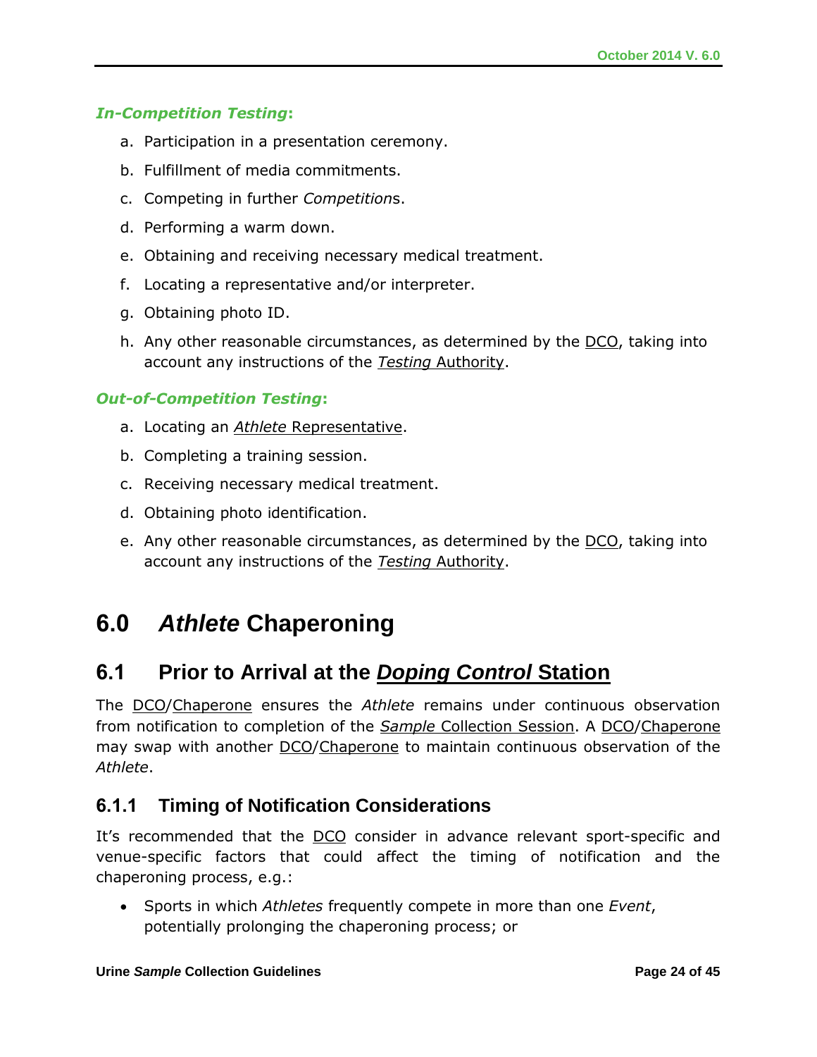***In-Competition Testing*:**

a. Participation in a presentation ceremony.

b. Fulfillment of media commitments.

c. Competing in further *Competition*s.

d. Performing a warm down.

e. Obtaining and receiving necessary medical treatment.

f. Locating a representative and/or interpreter.

g. Obtaining photo ID.

h. Any other reasonable circumstances, as determined by the DCO, taking into account any instructions of the *Testing* Authority.

***Out-of-Competition Testing*:**

a. Locating an *Athlete* Representative.

b. Completing a training session.

c. Receiving necessary medical treatment.

d. Obtaining photo identification.

e. Any other reasonable circumstances, as determined by the DCO, taking into account any instructions of the *Testing* Authority.

# 6.0 *Athlete* Chaperoning

## 6.1 Prior to Arrival at the *Doping Control* Station

The DCO/Chaperone ensures the *Athlete* remains under continuous observation from notification to completion of the *Sample* Collection Session. A DCO/Chaperone may swap with another DCO/Chaperone to maintain continuous observation of the *Athlete*.

### 6.1.1 Timing of Notification Considerations

It's recommended that the DCO consider in advance relevant sport-specific and venue-specific factors that could affect the timing of notification and the chaperoning process, e.g.:

- Sports in which *Athletes* frequently compete in more than one *Event*, potentially prolonging the chaperoning process; or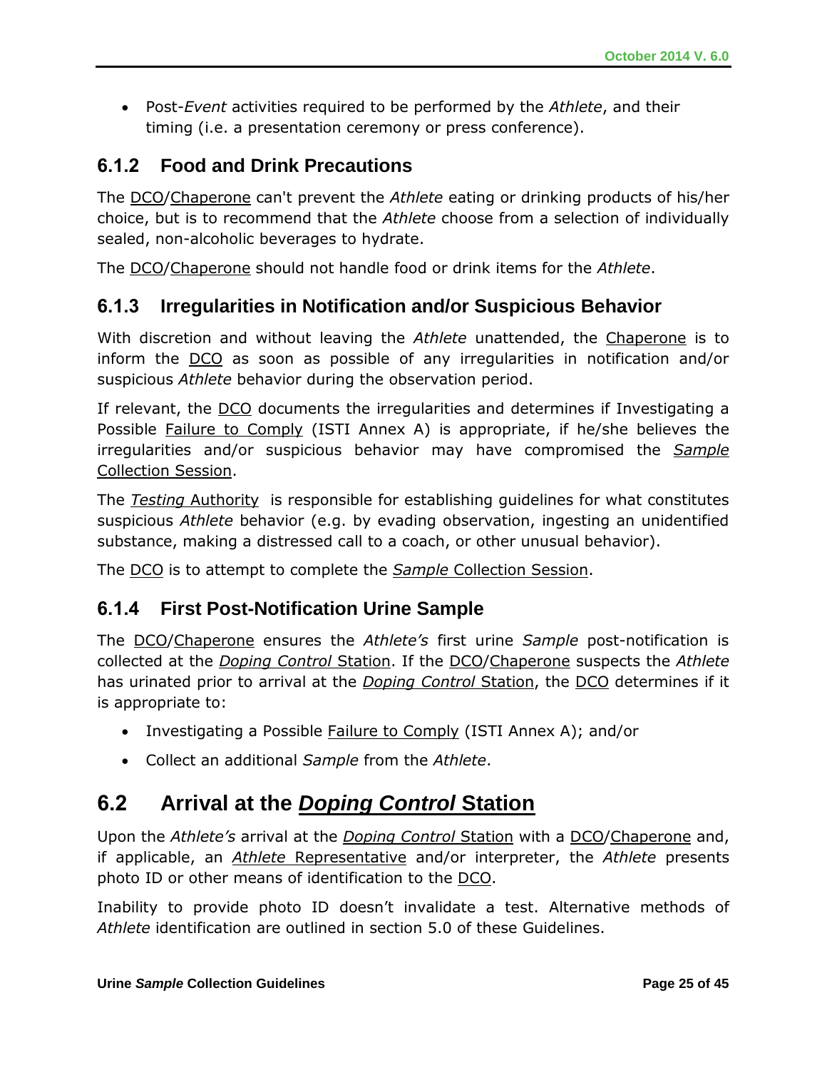- Post-*Event* activities required to be performed by the *Athlete*, and their timing (i.e. a presentation ceremony or press conference).

### 6.1.2 Food and Drink Precautions

The DCO/Chaperone can't prevent the *Athlete* eating or drinking products of his/her choice, but is to recommend that the *Athlete* choose from a selection of individually sealed, non-alcoholic beverages to hydrate.

The DCO/Chaperone should not handle food or drink items for the *Athlete*.

### 6.1.3 Irregularities in Notification and/or Suspicious Behavior

With discretion and without leaving the *Athlete* unattended, the Chaperone is to inform the DCO as soon as possible of any irregularities in notification and/or suspicious *Athlete* behavior during the observation period.

If relevant, the DCO documents the irregularities and determines if Investigating a Possible Failure to Comply (ISTI Annex A) is appropriate, if he/she believes the irregularities and/or suspicious behavior may have compromised the *Sample* Collection Session.

The *Testing* Authority is responsible for establishing guidelines for what constitutes suspicious *Athlete* behavior (e.g. by evading observation, ingesting an unidentified substance, making a distressed call to a coach, or other unusual behavior).

The DCO is to attempt to complete the *Sample* Collection Session.

### 6.1.4 First Post-Notification Urine Sample

The DCO/Chaperone ensures the *Athlete's* first urine *Sample* post-notification is collected at the *Doping Control* Station. If the DCO/Chaperone suspects the *Athlete* has urinated prior to arrival at the *Doping Control* Station, the DCO determines if it is appropriate to:

- Investigating a Possible Failure to Comply (ISTI Annex A); and/or
- Collect an additional *Sample* from the *Athlete*.

## 6.2 Arrival at the *Doping Control* Station

Upon the *Athlete's* arrival at the *Doping Control* Station with a DCO/Chaperone and, if applicable, an *Athlete* Representative and/or interpreter, the *Athlete* presents photo ID or other means of identification to the DCO.

Inability to provide photo ID doesn't invalidate a test. Alternative methods of *Athlete* identification are outlined in section 5.0 of these Guidelines.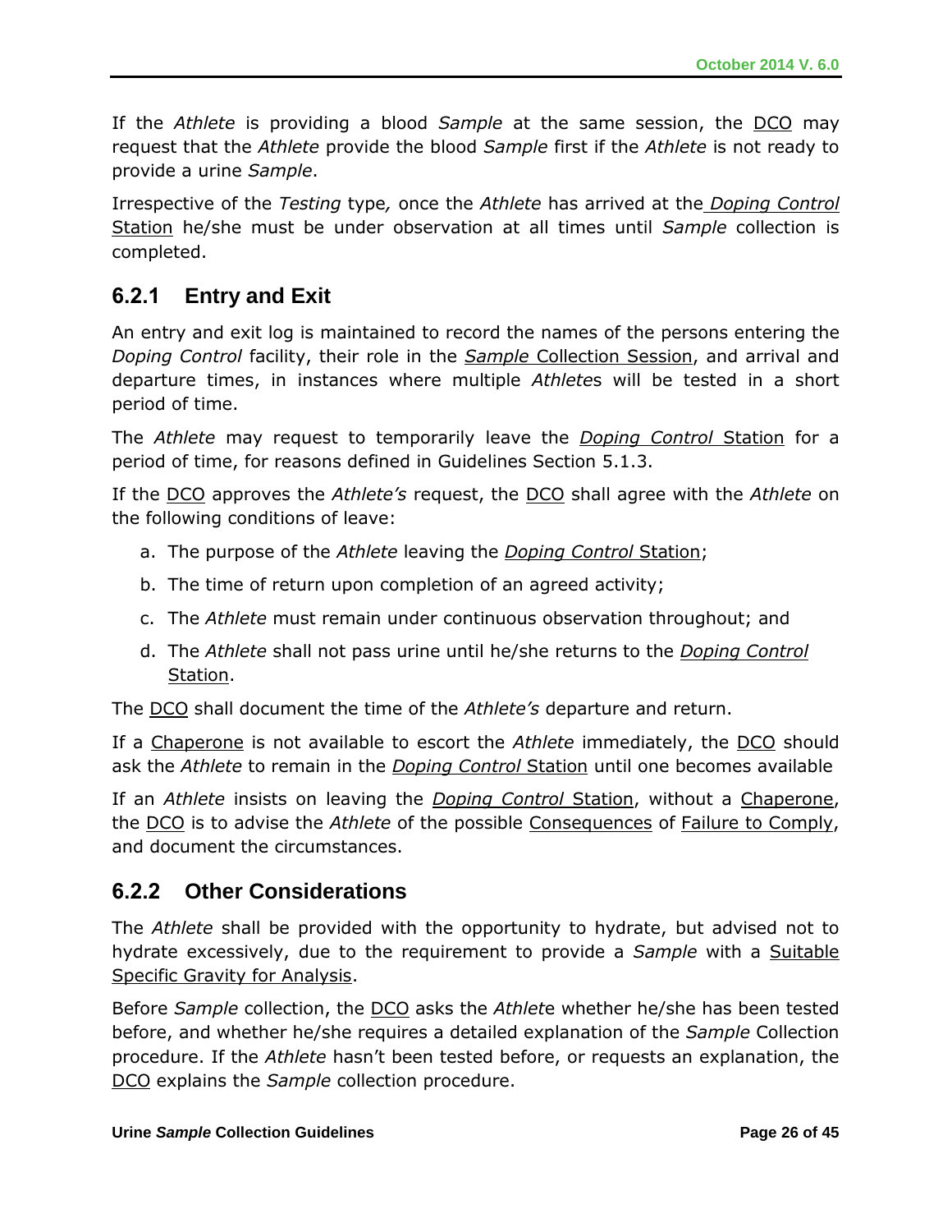If the *Athlete* is providing a blood *Sample* at the same session, the DCO may request that the *Athlete* provide the blood *Sample* first if the *Athlete* is not ready to provide a urine *Sample*.

Irrespective of the *Testing* type, once the *Athlete* has arrived at the *Doping Control* Station he/she must be under observation at all times until *Sample* collection is completed.

### 6.2.1 Entry and Exit

An entry and exit log is maintained to record the names of the persons entering the *Doping Control* facility, their role in the *Sample* Collection Session, and arrival and departure times, in instances where multiple *Athletes* will be tested in a short period of time.

The *Athlete* may request to temporarily leave the *Doping Control* Station for a period of time, for reasons defined in Guidelines Section 5.1.3.

If the DCO approves the *Athlete's* request, the DCO shall agree with the *Athlete* on the following conditions of leave:

a. The purpose of the *Athlete* leaving the *Doping Control* Station;
b. The time of return upon completion of an agreed activity;
c. The *Athlete* must remain under continuous observation throughout; and
d. The *Athlete* shall not pass urine until he/she returns to the *Doping Control* Station.

The DCO shall document the time of the *Athlete's* departure and return.

If a Chaperone is not available to escort the *Athlete* immediately, the DCO should ask the *Athlete* to remain in the *Doping Control* Station until one becomes available

If an *Athlete* insists on leaving the *Doping Control* Station, without a Chaperone, the DCO is to advise the *Athlete* of the possible Consequences of Failure to Comply, and document the circumstances.

### 6.2.2 Other Considerations

The *Athlete* shall be provided with the opportunity to hydrate, but advised not to hydrate excessively, due to the requirement to provide a *Sample* with a Suitable Specific Gravity for Analysis.

Before *Sample* collection, the DCO asks the *Athlete* whether he/she has been tested before, and whether he/she requires a detailed explanation of the *Sample* Collection procedure. If the *Athlete* hasn't been tested before, or requests an explanation, the DCO explains the *Sample* collection procedure.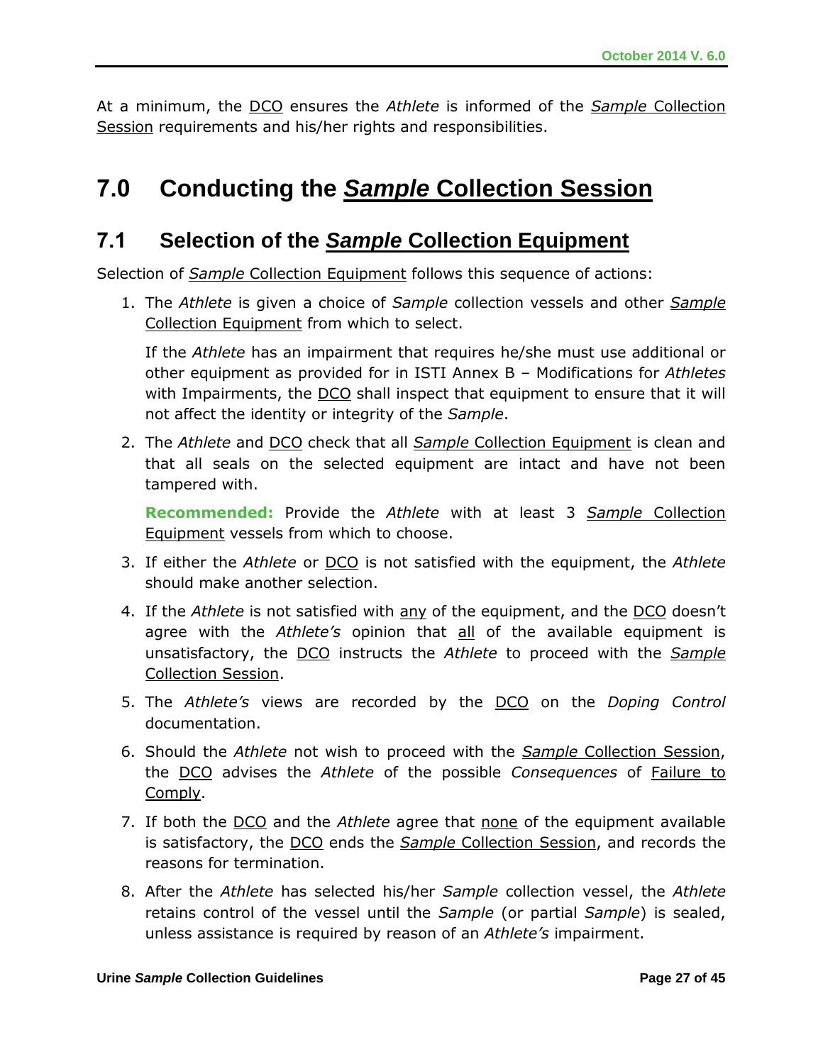At a minimum, the DCO ensures the *Athlete* is informed of the *Sample* Collection Session requirements and his/her rights and responsibilities.

# 7.0 Conducting the *Sample* Collection Session

## 7.1 Selection of the *Sample* Collection Equipment

Selection of *Sample* Collection Equipment follows this sequence of actions:

1. The *Athlete* is given a choice of *Sample* collection vessels and other *Sample* Collection Equipment from which to select.

   If the *Athlete* has an impairment that requires he/she must use additional or other equipment as provided for in ISTI Annex B – Modifications for *Athletes* with Impairments, the DCO shall inspect that equipment to ensure that it will not affect the identity or integrity of the *Sample*.

2. The *Athlete* and DCO check that all *Sample* Collection Equipment is clean and that all seals on the selected equipment are intact and have not been tampered with.

   **Recommended:** Provide the *Athlete* with at least 3 *Sample* Collection Equipment vessels from which to choose.

3. If either the *Athlete* or DCO is not satisfied with the equipment, the *Athlete* should make another selection.

4. If the *Athlete* is not satisfied with any of the equipment, and the DCO doesn't agree with the *Athlete's* opinion that all of the available equipment is unsatisfactory, the DCO instructs the *Athlete* to proceed with the *Sample* Collection Session.

5. The *Athlete's* views are recorded by the DCO on the *Doping Control* documentation.

6. Should the *Athlete* not wish to proceed with the *Sample* Collection Session, the DCO advises the *Athlete* of the possible *Consequences* of Failure to Comply.

7. If both the DCO and the *Athlete* agree that none of the equipment available is satisfactory, the DCO ends the *Sample* Collection Session, and records the reasons for termination.

8. After the *Athlete* has selected his/her *Sample* collection vessel, the *Athlete* retains control of the vessel until the *Sample* (or partial *Sample*) is sealed, unless assistance is required by reason of an *Athlete's* impairment.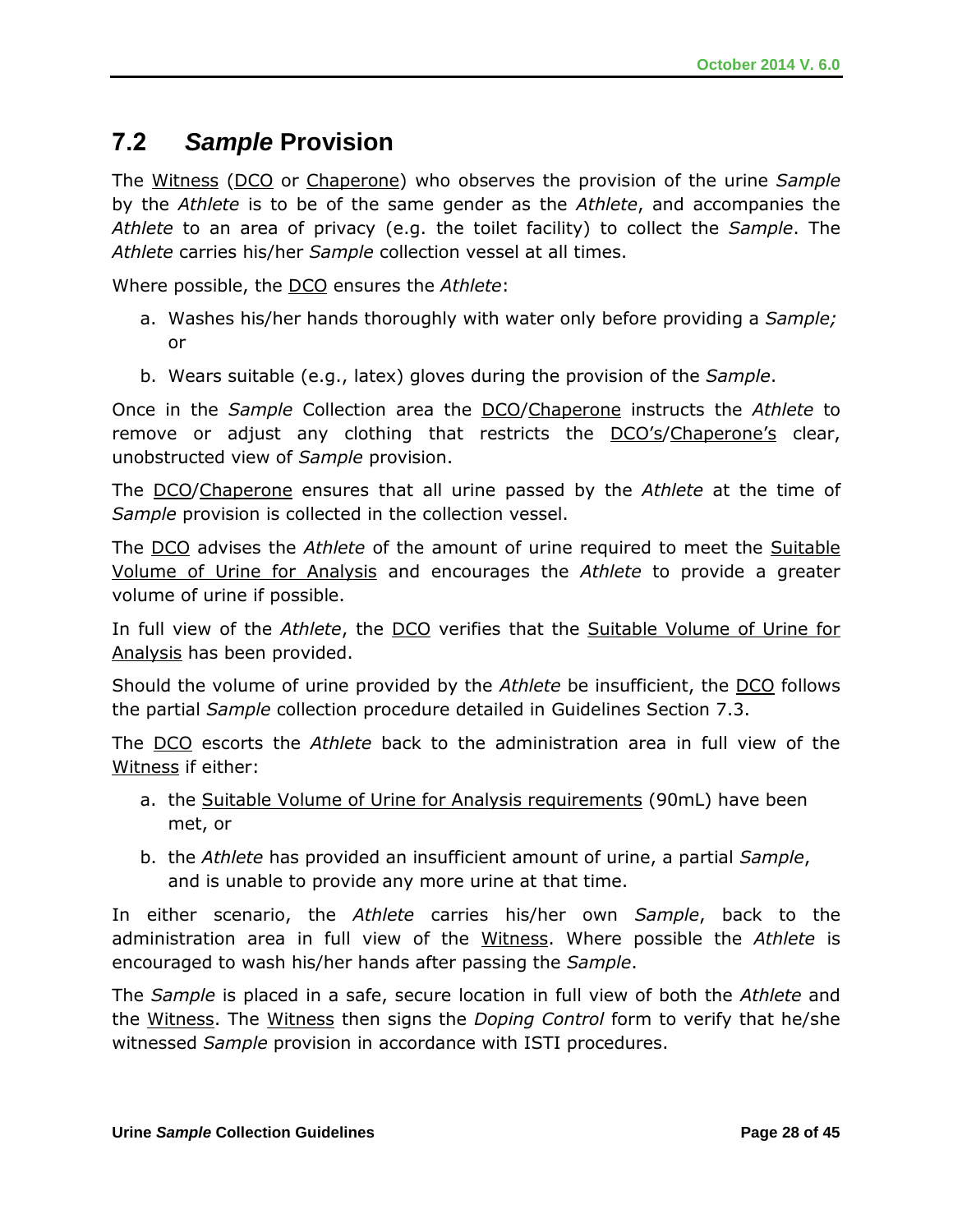## 7.2 *Sample* Provision

The Witness (DCO or Chaperone) who observes the provision of the urine *Sample* by the *Athlete* is to be of the same gender as the *Athlete*, and accompanies the *Athlete* to an area of privacy (e.g. the toilet facility) to collect the *Sample*. The *Athlete* carries his/her *Sample* collection vessel at all times.

Where possible, the DCO ensures the *Athlete*:

a. Washes his/her hands thoroughly with water only before providing a *Sample;* or

b. Wears suitable (e.g., latex) gloves during the provision of the *Sample*.

Once in the *Sample* Collection area the DCO/Chaperone instructs the *Athlete* to remove or adjust any clothing that restricts the DCO's/Chaperone's clear, unobstructed view of *Sample* provision.

The DCO/Chaperone ensures that all urine passed by the *Athlete* at the time of *Sample* provision is collected in the collection vessel.

The DCO advises the *Athlete* of the amount of urine required to meet the Suitable Volume of Urine for Analysis and encourages the *Athlete* to provide a greater volume of urine if possible.

In full view of the *Athlete*, the DCO verifies that the Suitable Volume of Urine for Analysis has been provided.

Should the volume of urine provided by the *Athlete* be insufficient, the DCO follows the partial *Sample* collection procedure detailed in Guidelines Section 7.3.

The DCO escorts the *Athlete* back to the administration area in full view of the Witness if either:

a. the Suitable Volume of Urine for Analysis requirements (90mL) have been met, or

b. the *Athlete* has provided an insufficient amount of urine, a partial *Sample*, and is unable to provide any more urine at that time.

In either scenario, the *Athlete* carries his/her own *Sample*, back to the administration area in full view of the Witness. Where possible the *Athlete* is encouraged to wash his/her hands after passing the *Sample*.

The *Sample* is placed in a safe, secure location in full view of both the *Athlete* and the Witness. The Witness then signs the *Doping Control* form to verify that he/she witnessed *Sample* provision in accordance with ISTI procedures.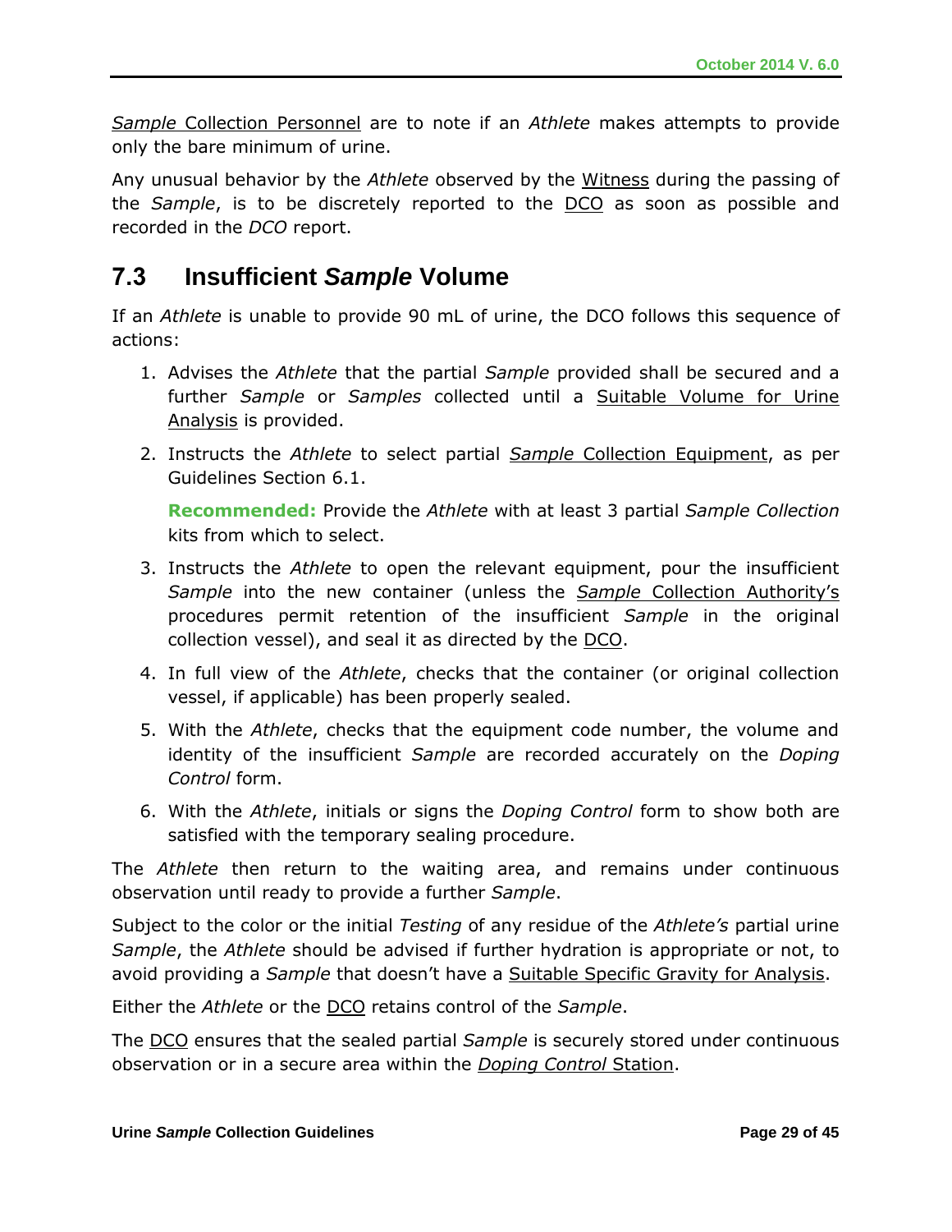*Sample* Collection Personnel are to note if an *Athlete* makes attempts to provide only the bare minimum of urine.

Any unusual behavior by the *Athlete* observed by the Witness during the passing of the *Sample*, is to be discretely reported to the DCO as soon as possible and recorded in the *DCO* report.

## 7.3 Insufficient *Sample* Volume

If an *Athlete* is unable to provide 90 mL of urine, the DCO follows this sequence of actions:

1. Advises the *Athlete* that the partial *Sample* provided shall be secured and a further *Sample* or *Samples* collected until a Suitable Volume for Urine Analysis is provided.
2. Instructs the *Athlete* to select partial *Sample* Collection Equipment, as per Guidelines Section 6.1.

   **Recommended:** Provide the *Athlete* with at least 3 partial *Sample Collection* kits from which to select.

3. Instructs the *Athlete* to open the relevant equipment, pour the insufficient *Sample* into the new container (unless the *Sample* Collection Authority's procedures permit retention of the insufficient *Sample* in the original collection vessel), and seal it as directed by the DCO.
4. In full view of the *Athlete*, checks that the container (or original collection vessel, if applicable) has been properly sealed.
5. With the *Athlete*, checks that the equipment code number, the volume and identity of the insufficient *Sample* are recorded accurately on the *Doping Control* form.
6. With the *Athlete*, initials or signs the *Doping Control* form to show both are satisfied with the temporary sealing procedure.

The *Athlete* then return to the waiting area, and remains under continuous observation until ready to provide a further *Sample*.

Subject to the color or the initial *Testing* of any residue of the *Athlete's* partial urine *Sample*, the *Athlete* should be advised if further hydration is appropriate or not, to avoid providing a *Sample* that doesn't have a Suitable Specific Gravity for Analysis.

Either the *Athlete* or the DCO retains control of the *Sample*.

The DCO ensures that the sealed partial *Sample* is securely stored under continuous observation or in a secure area within the *Doping Control* Station.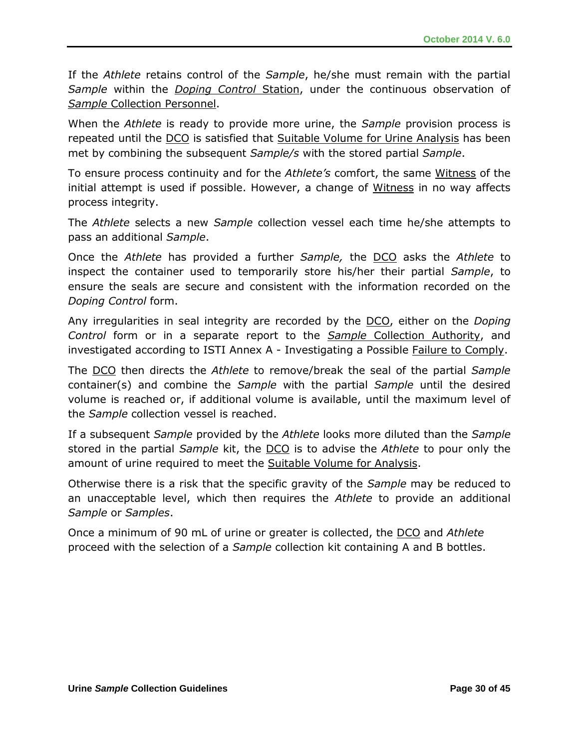If the *Athlete* retains control of the *Sample*, he/she must remain with the partial *Sample* within the *Doping Control* Station, under the continuous observation of *Sample* Collection Personnel.

When the *Athlete* is ready to provide more urine, the *Sample* provision process is repeated until the DCO is satisfied that Suitable Volume for Urine Analysis has been met by combining the subsequent *Sample/s* with the stored partial *Sample*.

To ensure process continuity and for the *Athlete's* comfort, the same Witness of the initial attempt is used if possible. However, a change of Witness in no way affects process integrity.

The *Athlete* selects a new *Sample* collection vessel each time he/she attempts to pass an additional *Sample*.

Once the *Athlete* has provided a further *Sample,* the DCO asks the *Athlete* to inspect the container used to temporarily store his/her their partial *Sample*, to ensure the seals are secure and consistent with the information recorded on the *Doping Control* form.

Any irregularities in seal integrity are recorded by the DCO, either on the *Doping Control* form or in a separate report to the *Sample* Collection Authority, and investigated according to ISTI Annex A - Investigating a Possible Failure to Comply.

The DCO then directs the *Athlete* to remove/break the seal of the partial *Sample* container(s) and combine the *Sample* with the partial *Sample* until the desired volume is reached or, if additional volume is available, until the maximum level of the *Sample* collection vessel is reached.

If a subsequent *Sample* provided by the *Athlete* looks more diluted than the *Sample* stored in the partial *Sample* kit, the DCO is to advise the *Athlete* to pour only the amount of urine required to meet the Suitable Volume for Analysis.

Otherwise there is a risk that the specific gravity of the *Sample* may be reduced to an unacceptable level, which then requires the *Athlete* to provide an additional *Sample* or *Samples*.

Once a minimum of 90 mL of urine or greater is collected, the DCO and *Athlete* proceed with the selection of a *Sample* collection kit containing A and B bottles.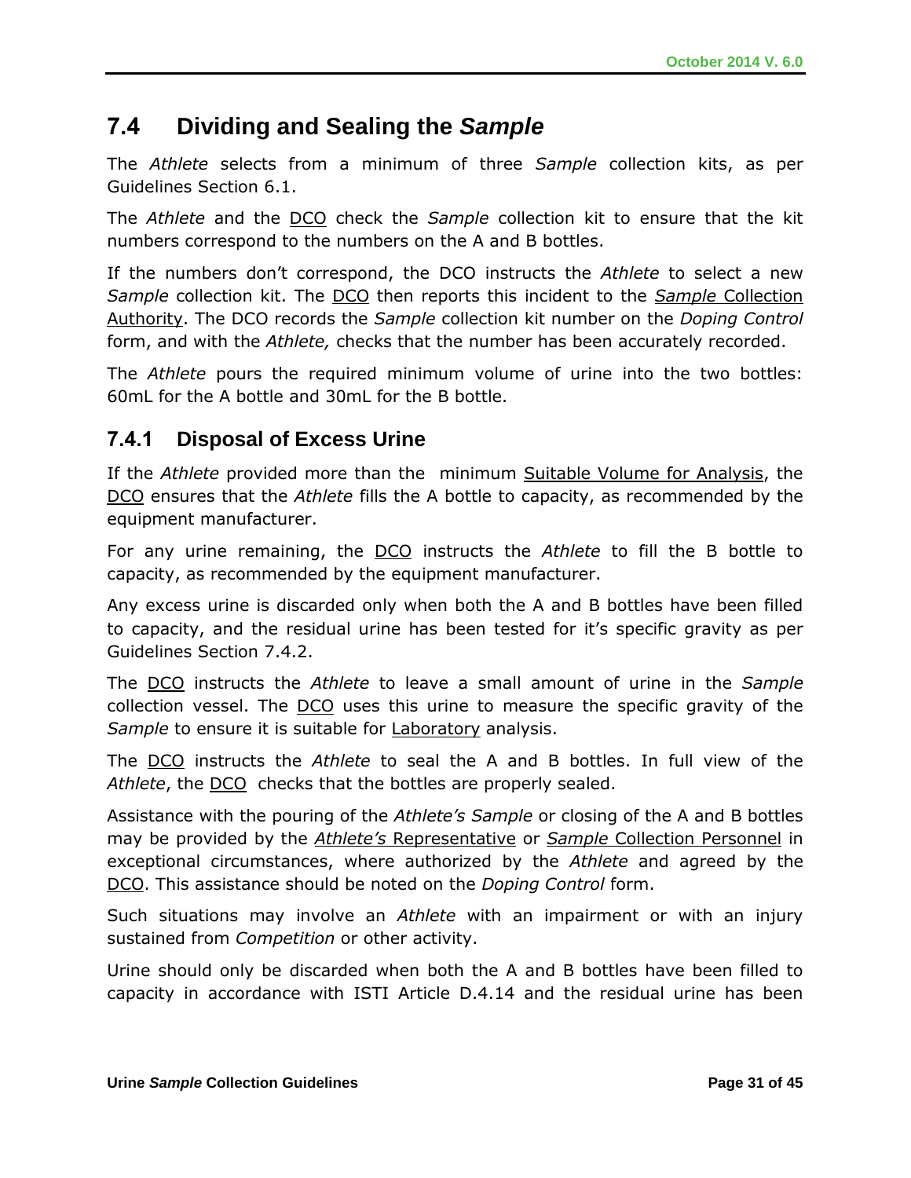## 7.4 Dividing and Sealing the *Sample*

The *Athlete* selects from a minimum of three *Sample* collection kits, as per Guidelines Section 6.1.

The *Athlete* and the DCO check the *Sample* collection kit to ensure that the kit numbers correspond to the numbers on the A and B bottles.

If the numbers don't correspond, the DCO instructs the *Athlete* to select a new *Sample* collection kit. The DCO then reports this incident to the *Sample* Collection Authority. The DCO records the *Sample* collection kit number on the *Doping Control* form, and with the *Athlete,* checks that the number has been accurately recorded.

The *Athlete* pours the required minimum volume of urine into the two bottles: 60mL for the A bottle and 30mL for the B bottle.

### 7.4.1 Disposal of Excess Urine

If the *Athlete* provided more than the minimum Suitable Volume for Analysis, the DCO ensures that the *Athlete* fills the A bottle to capacity, as recommended by the equipment manufacturer.

For any urine remaining, the DCO instructs the *Athlete* to fill the B bottle to capacity, as recommended by the equipment manufacturer.

Any excess urine is discarded only when both the A and B bottles have been filled to capacity, and the residual urine has been tested for it's specific gravity as per Guidelines Section 7.4.2.

The DCO instructs the *Athlete* to leave a small amount of urine in the *Sample* collection vessel. The DCO uses this urine to measure the specific gravity of the *Sample* to ensure it is suitable for Laboratory analysis.

The DCO instructs the *Athlete* to seal the A and B bottles. In full view of the *Athlete*, the DCO checks that the bottles are properly sealed.

Assistance with the pouring of the *Athlete's Sample* or closing of the A and B bottles may be provided by the *Athlete's* Representative or *Sample* Collection Personnel in exceptional circumstances, where authorized by the *Athlete* and agreed by the DCO. This assistance should be noted on the *Doping Control* form.

Such situations may involve an *Athlete* with an impairment or with an injury sustained from *Competition* or other activity.

Urine should only be discarded when both the A and B bottles have been filled to capacity in accordance with ISTI Article D.4.14 and the residual urine has been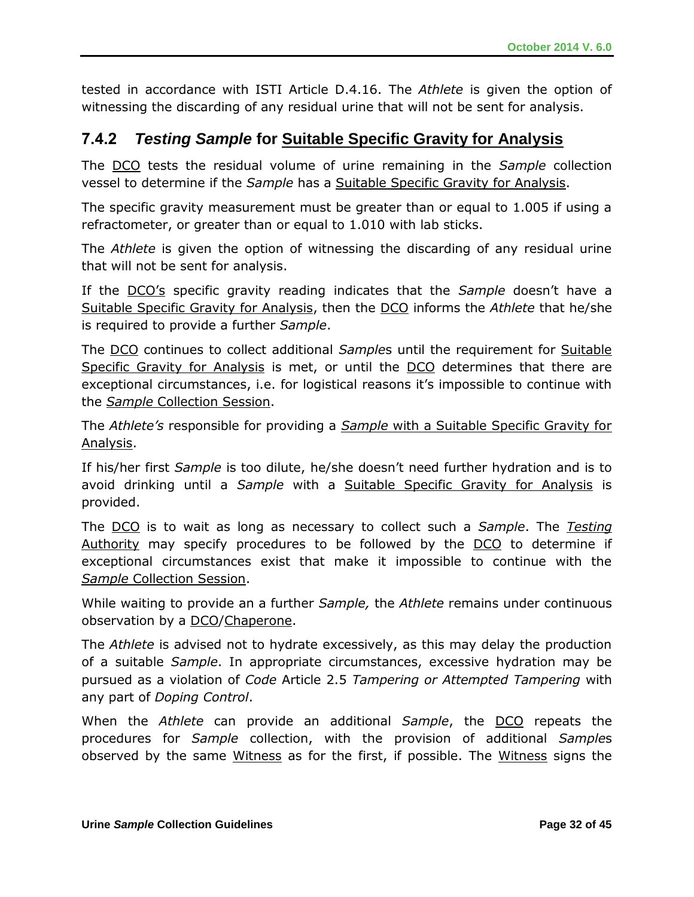tested in accordance with ISTI Article D.4.16. The *Athlete* is given the option of witnessing the discarding of any residual urine that will not be sent for analysis.

### 7.4.2 *Testing Sample* for Suitable Specific Gravity for Analysis

The DCO tests the residual volume of urine remaining in the *Sample* collection vessel to determine if the *Sample* has a Suitable Specific Gravity for Analysis.

The specific gravity measurement must be greater than or equal to 1.005 if using a refractometer, or greater than or equal to 1.010 with lab sticks.

The *Athlete* is given the option of witnessing the discarding of any residual urine that will not be sent for analysis.

If the DCO's specific gravity reading indicates that the *Sample* doesn't have a Suitable Specific Gravity for Analysis, then the DCO informs the *Athlete* that he/she is required to provide a further *Sample*.

The DCO continues to collect additional *Sample*s until the requirement for Suitable Specific Gravity for Analysis is met, or until the DCO determines that there are exceptional circumstances, i.e. for logistical reasons it's impossible to continue with the *Sample* Collection Session.

The *Athlete's* responsible for providing a *Sample* with a Suitable Specific Gravity for Analysis.

If his/her first *Sample* is too dilute, he/she doesn't need further hydration and is to avoid drinking until a *Sample* with a Suitable Specific Gravity for Analysis is provided.

The DCO is to wait as long as necessary to collect such a *Sample*. The *Testing* Authority may specify procedures to be followed by the DCO to determine if exceptional circumstances exist that make it impossible to continue with the *Sample* Collection Session.

While waiting to provide an a further *Sample,* the *Athlete* remains under continuous observation by a DCO/Chaperone.

The *Athlete* is advised not to hydrate excessively, as this may delay the production of a suitable *Sample*. In appropriate circumstances, excessive hydration may be pursued as a violation of *Code* Article 2.5 *Tampering or Attempted Tampering* with any part of *Doping Control*.

When the *Athlete* can provide an additional *Sample*, the DCO repeats the procedures for *Sample* collection, with the provision of additional *Sample*s observed by the same Witness as for the first, if possible. The Witness signs the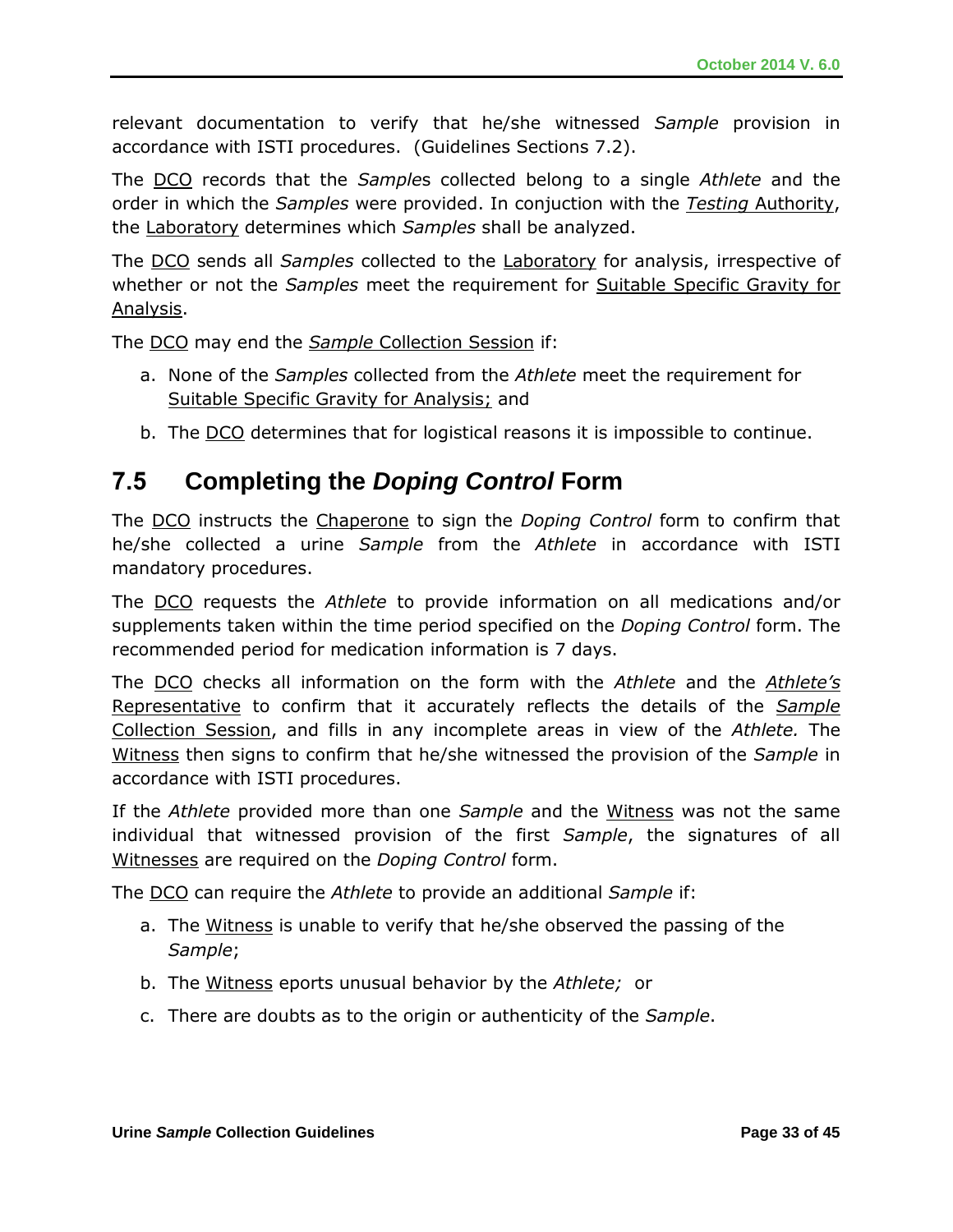relevant documentation to verify that he/she witnessed *Sample* provision in accordance with ISTI procedures. (Guidelines Sections 7.2).

The DCO records that the *Sample*s collected belong to a single *Athlete* and the order in which the *Samples* were provided. In conjuction with the *Testing* Authority, the Laboratory determines which *Samples* shall be analyzed.

The DCO sends all *Samples* collected to the Laboratory for analysis, irrespective of whether or not the *Samples* meet the requirement for Suitable Specific Gravity for Analysis.

The DCO may end the *Sample* Collection Session if:

a. None of the *Samples* collected from the *Athlete* meet the requirement for Suitable Specific Gravity for Analysis; and
b. The DCO determines that for logistical reasons it is impossible to continue.

## 7.5 Completing the *Doping Control* Form

The DCO instructs the Chaperone to sign the *Doping Control* form to confirm that he/she collected a urine *Sample* from the *Athlete* in accordance with ISTI mandatory procedures.

The DCO requests the *Athlete* to provide information on all medications and/or supplements taken within the time period specified on the *Doping Control* form. The recommended period for medication information is 7 days.

The DCO checks all information on the form with the *Athlete* and the *Athlete's* Representative to confirm that it accurately reflects the details of the *Sample* Collection Session, and fills in any incomplete areas in view of the *Athlete.* The Witness then signs to confirm that he/she witnessed the provision of the *Sample* in accordance with ISTI procedures.

If the *Athlete* provided more than one *Sample* and the Witness was not the same individual that witnessed provision of the first *Sample*, the signatures of all Witnesses are required on the *Doping Control* form.

The DCO can require the *Athlete* to provide an additional *Sample* if:

a. The Witness is unable to verify that he/she observed the passing of the *Sample*;
b. The Witness eports unusual behavior by the *Athlete;* or
c. There are doubts as to the origin or authenticity of the *Sample*.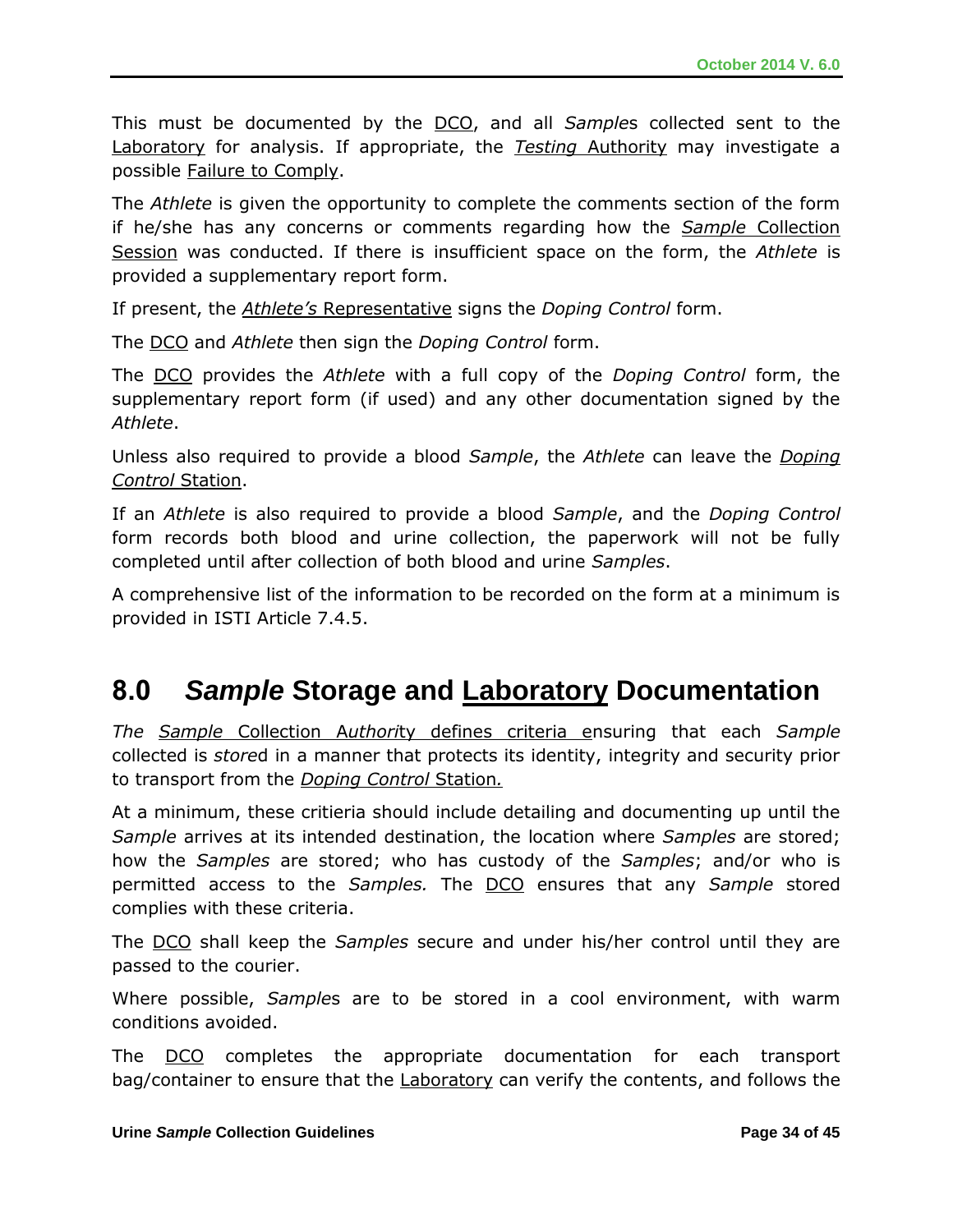This must be documented by the DCO, and all *Sample*s collected sent to the Laboratory for analysis. If appropriate, the *Testing* Authority may investigate a possible Failure to Comply.

The *Athlete* is given the opportunity to complete the comments section of the form if he/she has any concerns or comments regarding how the *Sample* Collection Session was conducted. If there is insufficient space on the form, the *Athlete* is provided a supplementary report form.

If present, the *Athlete's* Representative signs the *Doping Control* form.

The DCO and *Athlete* then sign the *Doping Control* form.

The DCO provides the *Athlete* with a full copy of the *Doping Control* form, the supplementary report form (if used) and any other documentation signed by the *Athlete*.

Unless also required to provide a blood *Sample*, the *Athlete* can leave the *Doping Control* Station.

If an *Athlete* is also required to provide a blood *Sample*, and the *Doping Control* form records both blood and urine collection, the paperwork will not be fully completed until after collection of both blood and urine *Samples*.

A comprehensive list of the information to be recorded on the form at a minimum is provided in ISTI Article 7.4.5.

# 8.0 *Sample* Storage and Laboratory Documentation

*The* *Sample* Collection Authority defines criteria ensuring that each *Sample* collected is *store*d in a manner that protects its identity, integrity and security prior to transport from the *Doping Control* Station.

At a minimum, these critieria should include detailing and documenting up until the *Sample* arrives at its intended destination, the location where *Samples* are stored; how the *Samples* are stored; who has custody of the *Samples*; and/or who is permitted access to the *Samples.* The DCO ensures that any *Sample* stored complies with these criteria.

The DCO shall keep the *Samples* secure and under his/her control until they are passed to the courier.

Where possible, *Sample*s are to be stored in a cool environment, with warm conditions avoided.

The DCO completes the appropriate documentation for each transport bag/container to ensure that the Laboratory can verify the contents, and follows the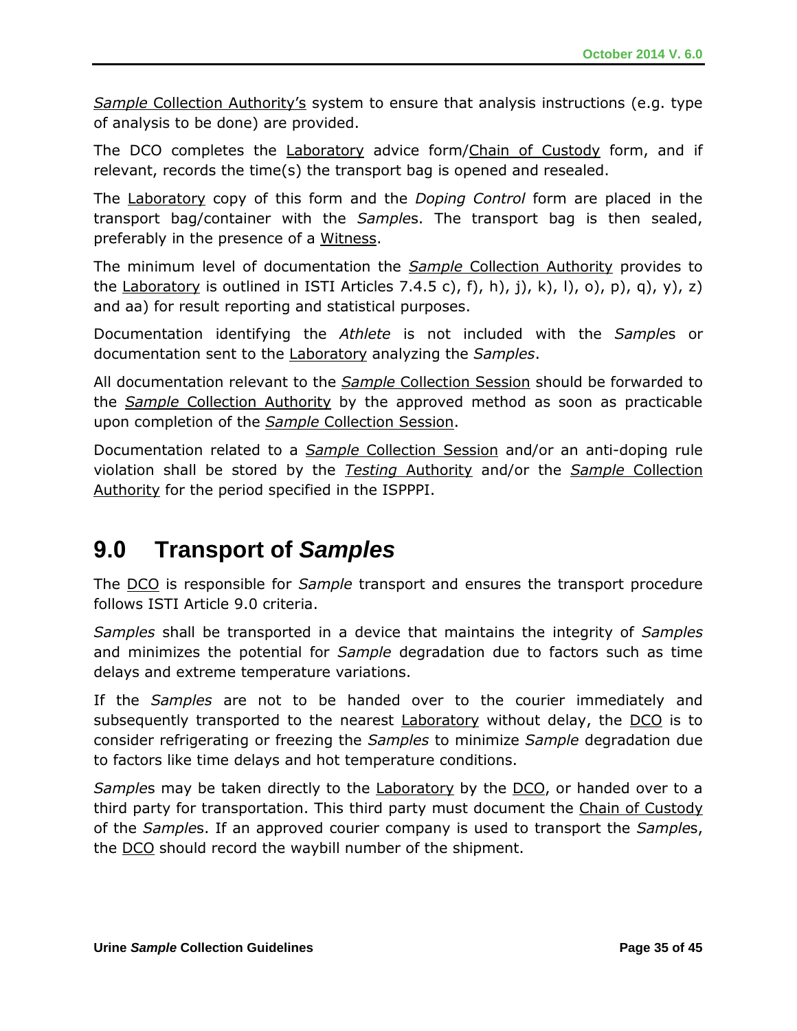*Sample* Collection Authority's system to ensure that analysis instructions (e.g. type of analysis to be done) are provided.

The DCO completes the Laboratory advice form/Chain of Custody form, and if relevant, records the time(s) the transport bag is opened and resealed.

The Laboratory copy of this form and the *Doping Control* form are placed in the transport bag/container with the *Sample*s. The transport bag is then sealed, preferably in the presence of a Witness.

The minimum level of documentation the *Sample* Collection Authority provides to the Laboratory is outlined in ISTI Articles 7.4.5 c), f), h), j), k), l), o), p), q), y), z) and aa) for result reporting and statistical purposes.

Documentation identifying the *Athlete* is not included with the *Sample*s or documentation sent to the Laboratory analyzing the *Samples*.

All documentation relevant to the *Sample* Collection Session should be forwarded to the *Sample* Collection Authority by the approved method as soon as practicable upon completion of the *Sample* Collection Session.

Documentation related to a *Sample* Collection Session and/or an anti-doping rule violation shall be stored by the *Testing* Authority and/or the *Sample* Collection Authority for the period specified in the ISPPPI.

# 9.0 Transport of *Samples*

The DCO is responsible for *Sample* transport and ensures the transport procedure follows ISTI Article 9.0 criteria.

*Samples* shall be transported in a device that maintains the integrity of *Samples* and minimizes the potential for *Sample* degradation due to factors such as time delays and extreme temperature variations.

If the *Samples* are not to be handed over to the courier immediately and subsequently transported to the nearest Laboratory without delay, the DCO is to consider refrigerating or freezing the *Samples* to minimize *Sample* degradation due to factors like time delays and hot temperature conditions.

*Sample*s may be taken directly to the Laboratory by the DCO, or handed over to a third party for transportation. This third party must document the Chain of Custody of the *Sample*s. If an approved courier company is used to transport the *Sample*s, the DCO should record the waybill number of the shipment.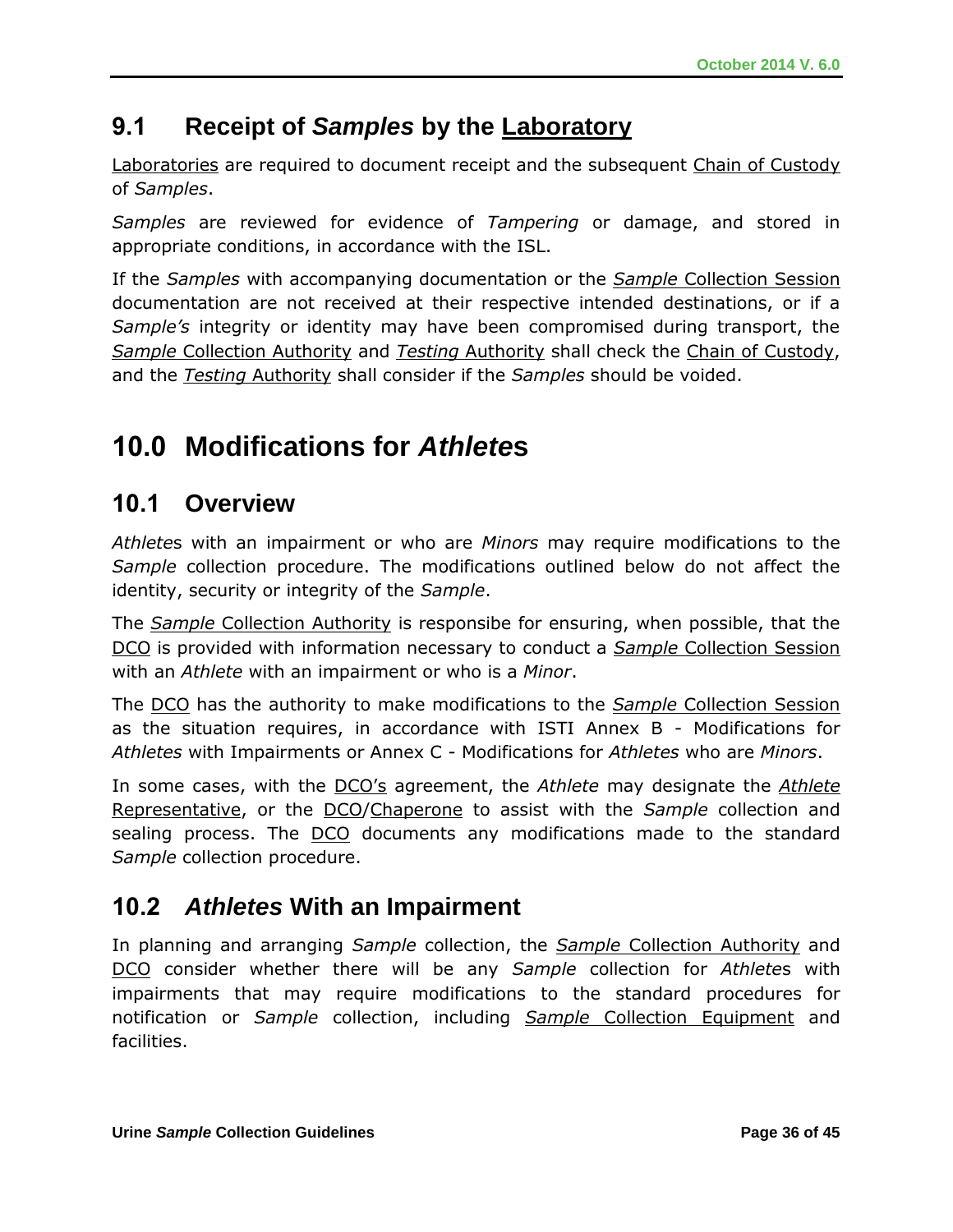## 9.1 Receipt of *Samples* by the Laboratory

Laboratories are required to document receipt and the subsequent Chain of Custody of *Samples*.

*Samples* are reviewed for evidence of *Tampering* or damage, and stored in appropriate conditions, in accordance with the ISL.

If the *Samples* with accompanying documentation or the *Sample* Collection Session documentation are not received at their respective intended destinations, or if a *Sample's* integrity or identity may have been compromised during transport, the *Sample* Collection Authority and *Testing* Authority shall check the Chain of Custody, and the *Testing* Authority shall consider if the *Samples* should be voided.

# 10.0 Modifications for *Athletes*

## 10.1 Overview

*Athlete*s with an impairment or who are *Minors* may require modifications to the *Sample* collection procedure. The modifications outlined below do not affect the identity, security or integrity of the *Sample*.

The *Sample* Collection Authority is responsibe for ensuring, when possible, that the DCO is provided with information necessary to conduct a *Sample* Collection Session with an *Athlete* with an impairment or who is a *Minor*.

The DCO has the authority to make modifications to the *Sample* Collection Session as the situation requires, in accordance with ISTI Annex B - Modifications for *Athletes* with Impairments or Annex C - Modifications for *Athletes* who are *Minors*.

In some cases, with the DCO's agreement, the *Athlete* may designate the *Athlete* Representative, or the DCO/Chaperone to assist with the *Sample* collection and sealing process. The DCO documents any modifications made to the standard *Sample* collection procedure.

## 10.2 *Athletes* With an Impairment

In planning and arranging *Sample* collection, the *Sample* Collection Authority and DCO consider whether there will be any *Sample* collection for *Athlete*s with impairments that may require modifications to the standard procedures for notification or *Sample* collection, including *Sample* Collection Equipment and facilities.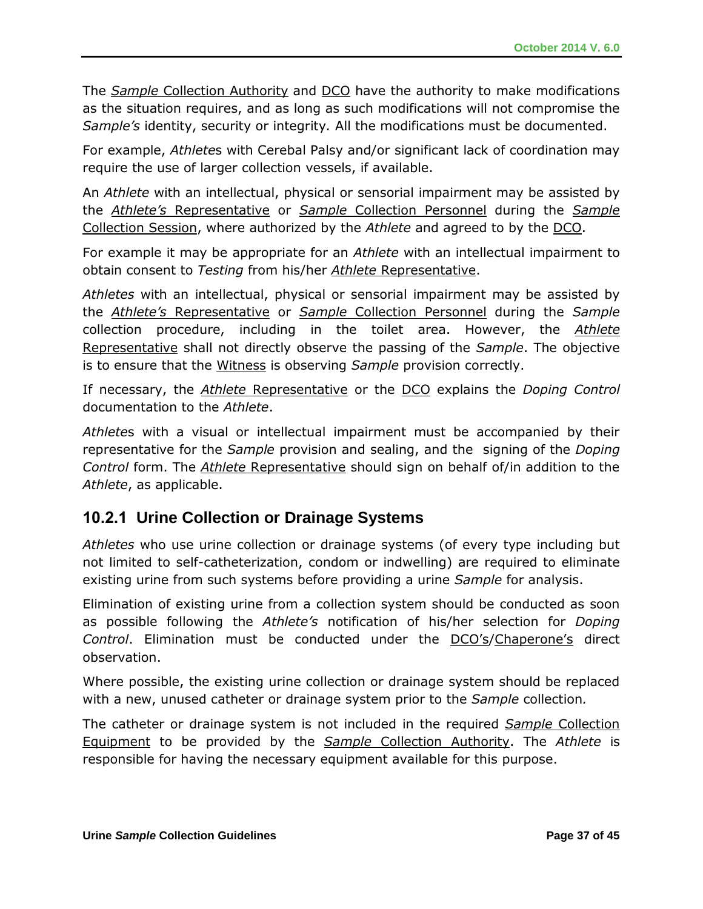The *Sample* Collection Authority and DCO have the authority to make modifications as the situation requires, and as long as such modifications will not compromise the *Sample's* identity, security or integrity*.* All the modifications must be documented.

For example, *Athlete*s with Cerebal Palsy and/or significant lack of coordination may require the use of larger collection vessels, if available.

An *Athlete* with an intellectual, physical or sensorial impairment may be assisted by the *Athlete's* Representative or *Sample* Collection Personnel during the *Sample* Collection Session, where authorized by the *Athlete* and agreed to by the DCO.

For example it may be appropriate for an *Athlete* with an intellectual impairment to obtain consent to *Testing* from his/her *Athlete* Representative.

*Athletes* with an intellectual, physical or sensorial impairment may be assisted by the *Athlete's* Representative or *Sample* Collection Personnel during the *Sample* collection procedure, including in the toilet area. However, the *Athlete* Representative shall not directly observe the passing of the *Sample*. The objective is to ensure that the Witness is observing *Sample* provision correctly.

If necessary, the *Athlete* Representative or the DCO explains the *Doping Control* documentation to the *Athlete*.

*Athlete*s with a visual or intellectual impairment must be accompanied by their representative for the *Sample* provision and sealing, and the signing of the *Doping Control* form. The *Athlete* Representative should sign on behalf of/in addition to the *Athlete*, as applicable.

### 10.2.1 Urine Collection or Drainage Systems

*Athletes* who use urine collection or drainage systems (of every type including but not limited to self-catheterization, condom or indwelling) are required to eliminate existing urine from such systems before providing a urine *Sample* for analysis.

Elimination of existing urine from a collection system should be conducted as soon as possible following the *Athlete's* notification of his/her selection for *Doping Control*. Elimination must be conducted under the DCO's/Chaperone's direct observation.

Where possible, the existing urine collection or drainage system should be replaced with a new, unused catheter or drainage system prior to the *Sample* collection*.*

The catheter or drainage system is not included in the required *Sample* Collection Equipment to be provided by the *Sample* Collection Authority. The *Athlete* is responsible for having the necessary equipment available for this purpose.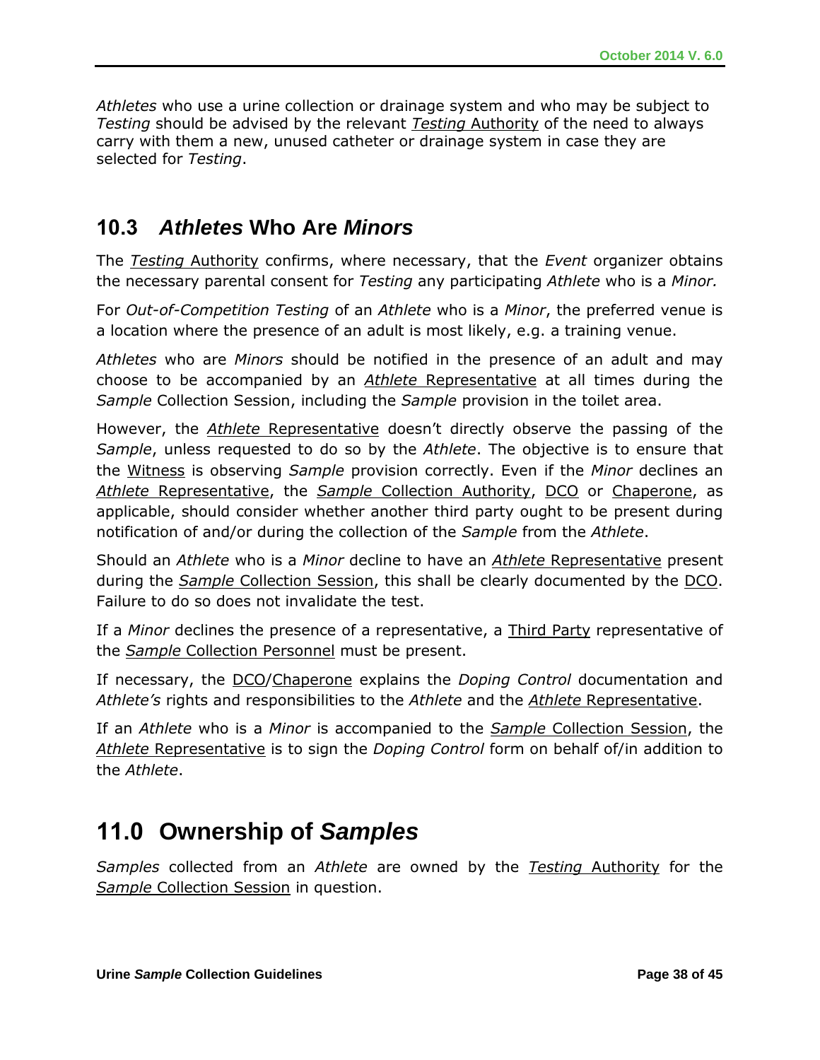*Athletes* who use a urine collection or drainage system and who may be subject to *Testing* should be advised by the relevant *Testing* Authority of the need to always carry with them a new, unused catheter or drainage system in case they are selected for *Testing*.

## 10.3 *Athletes* Who Are *Minors*

The *Testing* Authority confirms, where necessary, that the *Event* organizer obtains the necessary parental consent for *Testing* any participating *Athlete* who is a *Minor.*

For *Out-of-Competition Testing* of an *Athlete* who is a *Minor*, the preferred venue is a location where the presence of an adult is most likely, e.g. a training venue.

*Athletes* who are *Minors* should be notified in the presence of an adult and may choose to be accompanied by an *Athlete* Representative at all times during the *Sample* Collection Session, including the *Sample* provision in the toilet area.

However, the *Athlete* Representative doesn't directly observe the passing of the *Sample*, unless requested to do so by the *Athlete*. The objective is to ensure that the Witness is observing *Sample* provision correctly. Even if the *Minor* declines an *Athlete* Representative, the *Sample* Collection Authority, DCO or Chaperone, as applicable, should consider whether another third party ought to be present during notification of and/or during the collection of the *Sample* from the *Athlete*.

Should an *Athlete* who is a *Minor* decline to have an *Athlete* Representative present during the *Sample* Collection Session, this shall be clearly documented by the DCO. Failure to do so does not invalidate the test.

If a *Minor* declines the presence of a representative, a Third Party representative of the *Sample* Collection Personnel must be present.

If necessary, the DCO/Chaperone explains the *Doping Control* documentation and *Athlete's* rights and responsibilities to the *Athlete* and the *Athlete* Representative.

If an *Athlete* who is a *Minor* is accompanied to the *Sample* Collection Session, the *Athlete* Representative is to sign the *Doping Control* form on behalf of/in addition to the *Athlete*.

# 11.0 Ownership of *Samples*

*Samples* collected from an *Athlete* are owned by the *Testing* Authority for the *Sample* Collection Session in question.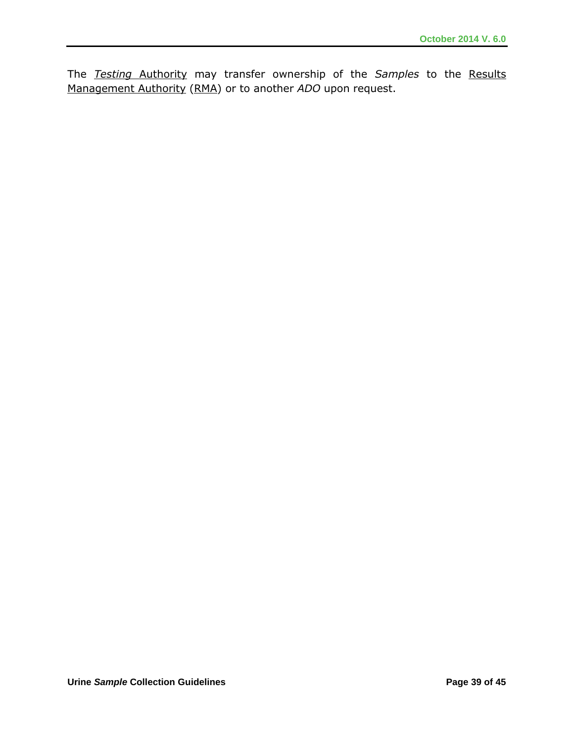The *Testing* Authority may transfer ownership of the *Samples* to the Results Management Authority (RMA) or to another *ADO* upon request.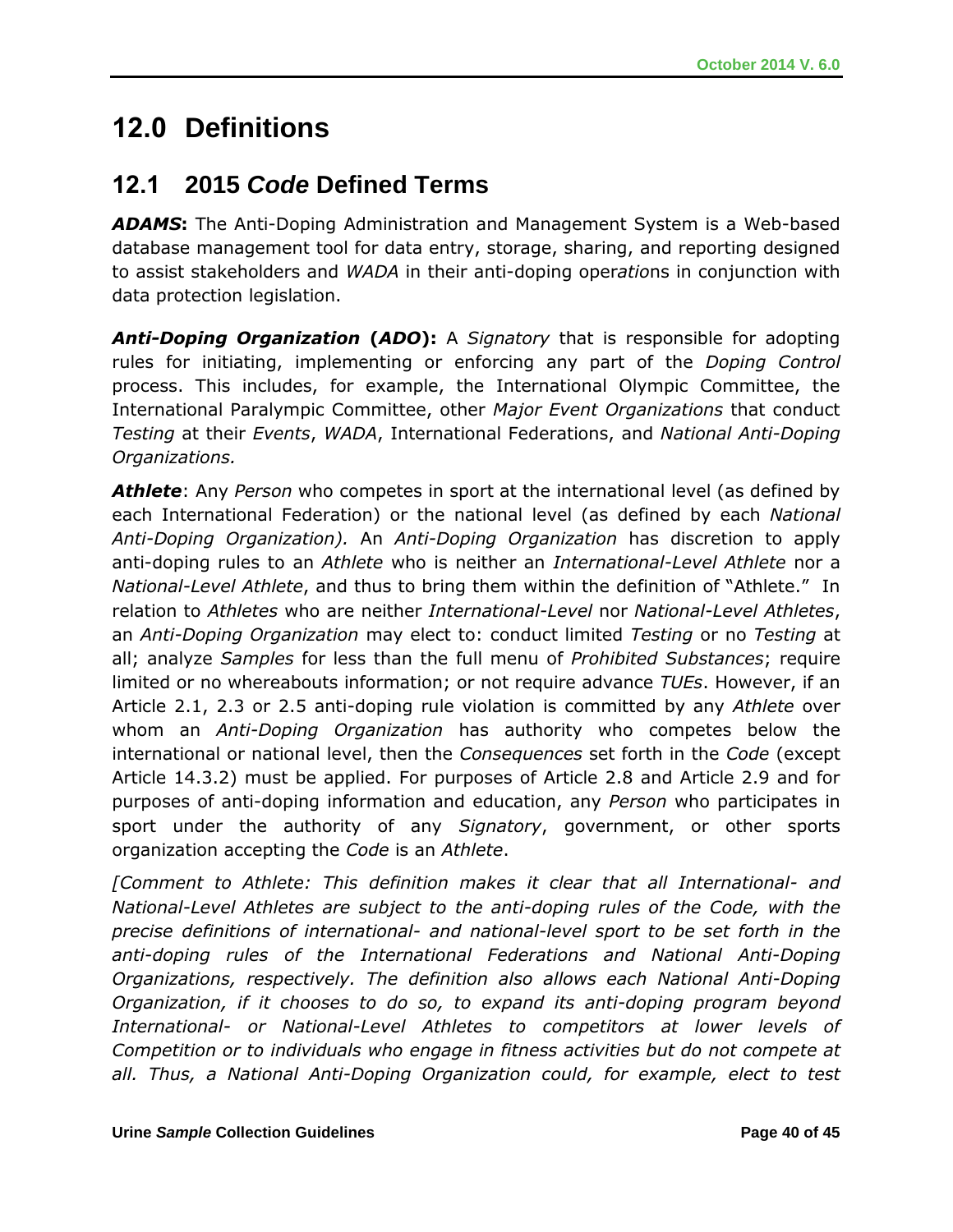# 12.0 Definitions

## 12.1 2015 *Code* Defined Terms

***ADAMS*:** The Anti-Doping Administration and Management System is a Web-based database management tool for data entry, storage, sharing, and reporting designed to assist stakeholders and *WADA* in their anti-doping operations in conjunction with data protection legislation.

***Anti-Doping Organization* (*ADO*):** A *Signatory* that is responsible for adopting rules for initiating, implementing or enforcing any part of the *Doping Control* process. This includes, for example, the International Olympic Committee, the International Paralympic Committee, other *Major Event Organizations* that conduct *Testing* at their *Events*, *WADA*, International Federations, and *National Anti-Doping Organizations.*

***Athlete***: Any *Person* who competes in sport at the international level (as defined by each International Federation) or the national level (as defined by each *National Anti-Doping Organization).* An *Anti-Doping Organization* has discretion to apply anti-doping rules to an *Athlete* who is neither an *International-Level Athlete* nor a *National-Level Athlete*, and thus to bring them within the definition of "Athlete." In relation to *Athletes* who are neither *International-Level* nor *National-Level Athletes*, an *Anti-Doping Organization* may elect to: conduct limited *Testing* or no *Testing* at all; analyze *Samples* for less than the full menu of *Prohibited Substances*; require limited or no whereabouts information; or not require advance *TUEs*. However, if an Article 2.1, 2.3 or 2.5 anti-doping rule violation is committed by any *Athlete* over whom an *Anti-Doping Organization* has authority who competes below the international or national level, then the *Consequences* set forth in the *Code* (except Article 14.3.2) must be applied. For purposes of Article 2.8 and Article 2.9 and for purposes of anti-doping information and education, any *Person* who participates in sport under the authority of any *Signatory*, government, or other sports organization accepting the *Code* is an *Athlete*.

*[Comment to Athlete: This definition makes it clear that all International- and National-Level Athletes are subject to the anti-doping rules of the Code, with the precise definitions of international- and national-level sport to be set forth in the anti-doping rules of the International Federations and National Anti-Doping Organizations, respectively. The definition also allows each National Anti-Doping Organization, if it chooses to do so, to expand its anti-doping program beyond International- or National-Level Athletes to competitors at lower levels of Competition or to individuals who engage in fitness activities but do not compete at all. Thus, a National Anti-Doping Organization could, for example, elect to test*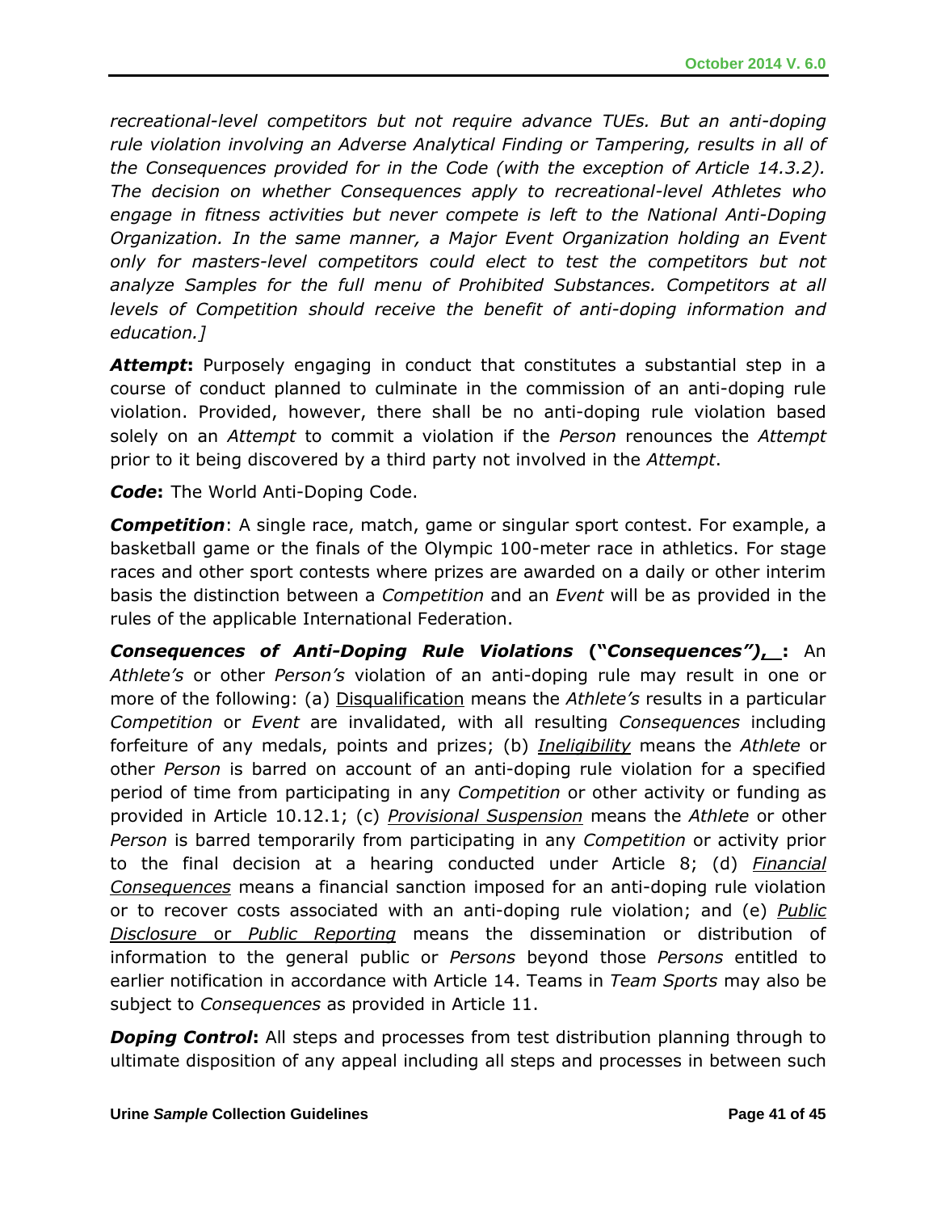*recreational-level competitors but not require advance TUEs. But an anti-doping rule violation involving an Adverse Analytical Finding or Tampering, results in all of the Consequences provided for in the Code (with the exception of Article 14.3.2). The decision on whether Consequences apply to recreational-level Athletes who engage in fitness activities but never compete is left to the National Anti-Doping Organization. In the same manner, a Major Event Organization holding an Event only for masters-level competitors could elect to test the competitors but not analyze Samples for the full menu of Prohibited Substances. Competitors at all levels of Competition should receive the benefit of anti-doping information and education.]*

***Attempt*:** Purposely engaging in conduct that constitutes a substantial step in a course of conduct planned to culminate in the commission of an anti-doping rule violation. Provided, however, there shall be no anti-doping rule violation based solely on an *Attempt* to commit a violation if the *Person* renounces the *Attempt* prior to it being discovered by a third party not involved in the *Attempt*.

***Code*:** The World Anti-Doping Code.

***Competition***: A single race, match, game or singular sport contest. For example, a basketball game or the finals of the Olympic 100-meter race in athletics. For stage races and other sport contests where prizes are awarded on a daily or other interim basis the distinction between a *Competition* and an *Event* will be as provided in the rules of the applicable International Federation.

***Consequences of Anti-Doping Rule Violations* ("*Consequences*"), :** An *Athlete's* or other *Person's* violation of an anti-doping rule may result in one or more of the following: (a) Disqualification means the *Athlete's* results in a particular *Competition* or *Event* are invalidated, with all resulting *Consequences* including forfeiture of any medals, points and prizes; (b) *Ineligibility* means the *Athlete* or other *Person* is barred on account of an anti-doping rule violation for a specified period of time from participating in any *Competition* or other activity or funding as provided in Article 10.12.1; (c) *Provisional Suspension* means the *Athlete* or other *Person* is barred temporarily from participating in any *Competition* or activity prior to the final decision at a hearing conducted under Article 8; (d) *Financial Consequences* means a financial sanction imposed for an anti-doping rule violation or to recover costs associated with an anti-doping rule violation; and (e) *Public Disclosure* or *Public Reporting* means the dissemination or distribution of information to the general public or *Persons* beyond those *Persons* entitled to earlier notification in accordance with Article 14. Teams in *Team Sports* may also be subject to *Consequences* as provided in Article 11.

***Doping Control*:** All steps and processes from test distribution planning through to ultimate disposition of any appeal including all steps and processes in between such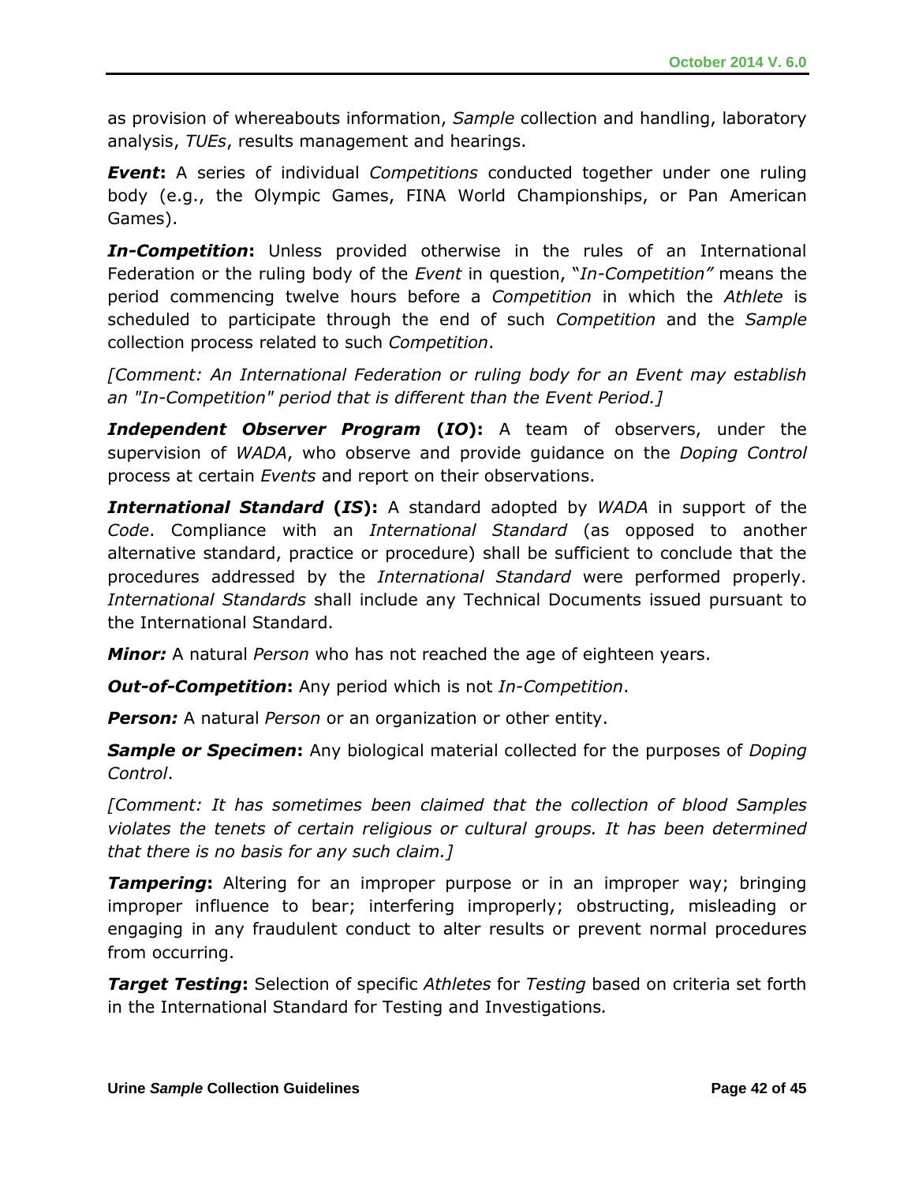as provision of whereabouts information, *Sample* collection and handling, laboratory analysis, *TUEs*, results management and hearings.

***Event*:** A series of individual *Competitions* conducted together under one ruling body (e.g., the Olympic Games, FINA World Championships, or Pan American Games).

***In-Competition*:** Unless provided otherwise in the rules of an International Federation or the ruling body of the *Event* in question, "*In-Competition"* means the period commencing twelve hours before a *Competition* in which the *Athlete* is scheduled to participate through the end of such *Competition* and the *Sample* collection process related to such *Competition*.

*[Comment: An International Federation or ruling body for an Event may establish an "In-Competition" period that is different than the Event Period.]*

***Independent Observer Program* (*IO*):** A team of observers, under the supervision of *WADA*, who observe and provide guidance on the *Doping Control* process at certain *Events* and report on their observations.

***International Standard* (*IS*):** A standard adopted by *WADA* in support of the *Code*. Compliance with an *International Standard* (as opposed to another alternative standard, practice or procedure) shall be sufficient to conclude that the procedures addressed by the *International Standard* were performed properly. *International Standards* shall include any Technical Documents issued pursuant to the International Standard.

***Minor:*** A natural *Person* who has not reached the age of eighteen years.

***Out-of-Competition*:** Any period which is not *In-Competition*.

***Person:*** A natural *Person* or an organization or other entity.

***Sample or Specimen*:** Any biological material collected for the purposes of *Doping Control*.

*[Comment: It has sometimes been claimed that the collection of blood Samples violates the tenets of certain religious or cultural groups. It has been determined that there is no basis for any such claim.]*

***Tampering*:** Altering for an improper purpose or in an improper way; bringing improper influence to bear; interfering improperly; obstructing, misleading or engaging in any fraudulent conduct to alter results or prevent normal procedures from occurring.

***Target Testing*:** Selection of specific *Athletes* for *Testing* based on criteria set forth in the International Standard for Testing and Investigations*.*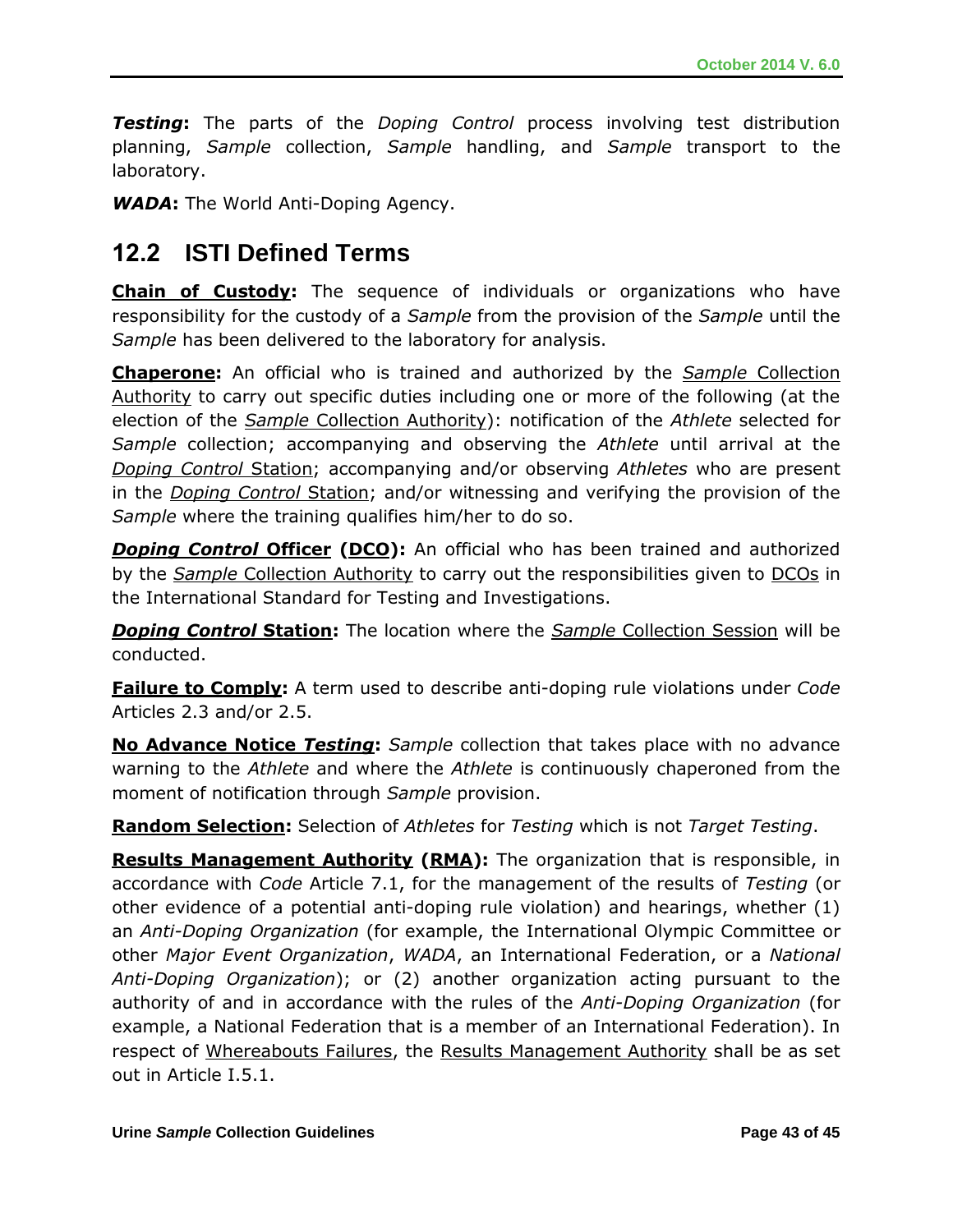***Testing*****:** The parts of the *Doping Control* process involving test distribution planning, *Sample* collection, *Sample* handling, and *Sample* transport to the laboratory.

***WADA*****:** The World Anti-Doping Agency.

## 12.2 ISTI Defined Terms

<u>**Chain of Custody**</u>**:** The sequence of individuals or organizations who have responsibility for the custody of a *Sample* from the provision of the *Sample* until the *Sample* has been delivered to the laboratory for analysis.

<u>**Chaperone**</u>**:** An official who is trained and authorized by the <u>*Sample* Collection Authority</u> to carry out specific duties including one or more of the following (at the election of the <u>*Sample* Collection Authority</u>): notification of the *Athlete* selected for *Sample* collection; accompanying and observing the *Athlete* until arrival at the <u>*Doping Control* Station</u>; accompanying and/or observing *Athletes* who are present in the <u>*Doping Control* Station</u>; and/or witnessing and verifying the provision of the *Sample* where the training qualifies him/her to do so.

<u>***Doping Control* Officer**</u> **(<u>DCO</u>):** An official who has been trained and authorized by the <u>*Sample* Collection Authority</u> to carry out the responsibilities given to <u>DCOs</u> in the International Standard for Testing and Investigations.

<u>***Doping Control* Station**</u>**:** The location where the <u>*Sample* Collection Session</u> will be conducted.

<u>**Failure to Comply**</u>**:** A term used to describe anti-doping rule violations under *Code* Articles 2.3 and/or 2.5.

<u>**No Advance Notice *Testing***</u>**:** *Sample* collection that takes place with no advance warning to the *Athlete* and where the *Athlete* is continuously chaperoned from the moment of notification through *Sample* provision.

<u>**Random Selection**</u>**:** Selection of *Athletes* for *Testing* which is not *Target Testing*.

<u>**Results Management Authority**</u> **(<u>RMA</u>):** The organization that is responsible, in accordance with *Code* Article 7.1, for the management of the results of *Testing* (or other evidence of a potential anti-doping rule violation) and hearings, whether (1) an *Anti-Doping Organization* (for example, the International Olympic Committee or other *Major Event Organization*, *WADA*, an International Federation, or a *National Anti-Doping Organization*); or (2) another organization acting pursuant to the authority of and in accordance with the rules of the *Anti-Doping Organization* (for example, a National Federation that is a member of an International Federation). In respect of <u>Whereabouts Failures</u>, the <u>Results Management Authority</u> shall be as set out in Article I.5.1.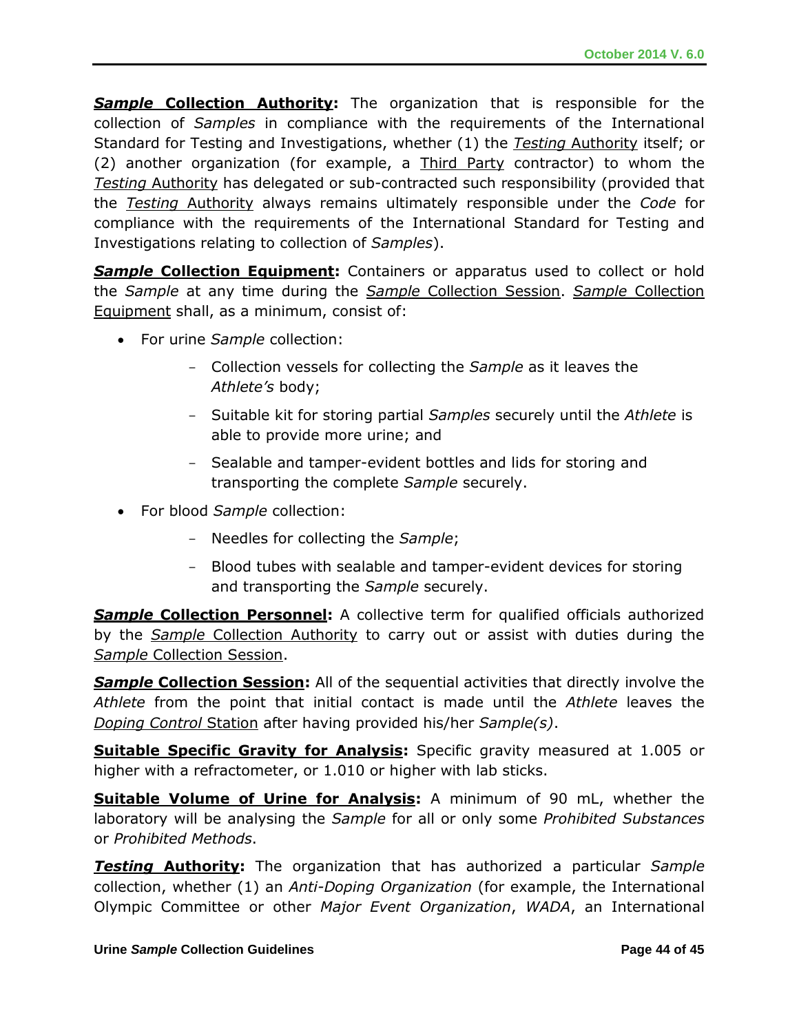***Sample* Collection Authority:** The organization that is responsible for the collection of *Samples* in compliance with the requirements of the International Standard for Testing and Investigations, whether (1) the *Testing* Authority itself; or (2) another organization (for example, a Third Party contractor) to whom the *Testing* Authority has delegated or sub-contracted such responsibility (provided that the *Testing* Authority always remains ultimately responsible under the *Code* for compliance with the requirements of the International Standard for Testing and Investigations relating to collection of *Samples*).

***Sample* Collection Equipment:** Containers or apparatus used to collect or hold the *Sample* at any time during the *Sample* Collection Session. *Sample* Collection Equipment shall, as a minimum, consist of:

- For urine *Sample* collection:
  - Collection vessels for collecting the *Sample* as it leaves the *Athlete's* body;
  - Suitable kit for storing partial *Samples* securely until the *Athlete* is able to provide more urine; and
  - Sealable and tamper-evident bottles and lids for storing and transporting the complete *Sample* securely.
- For blood *Sample* collection:
  - Needles for collecting the *Sample*;
  - Blood tubes with sealable and tamper-evident devices for storing and transporting the *Sample* securely.

***Sample* Collection Personnel:** A collective term for qualified officials authorized by the *Sample* Collection Authority to carry out or assist with duties during the *Sample* Collection Session.

***Sample* Collection Session:** All of the sequential activities that directly involve the *Athlete* from the point that initial contact is made until the *Athlete* leaves the *Doping Control* Station after having provided his/her *Sample(s)*.

**Suitable Specific Gravity for Analysis:** Specific gravity measured at 1.005 or higher with a refractometer, or 1.010 or higher with lab sticks.

**Suitable Volume of Urine for Analysis:** A minimum of 90 mL, whether the laboratory will be analysing the *Sample* for all or only some *Prohibited Substances* or *Prohibited Methods*.

***Testing* Authority:** The organization that has authorized a particular *Sample* collection, whether (1) an *Anti-Doping Organization* (for example, the International Olympic Committee or other *Major Event Organization*, *WADA*, an International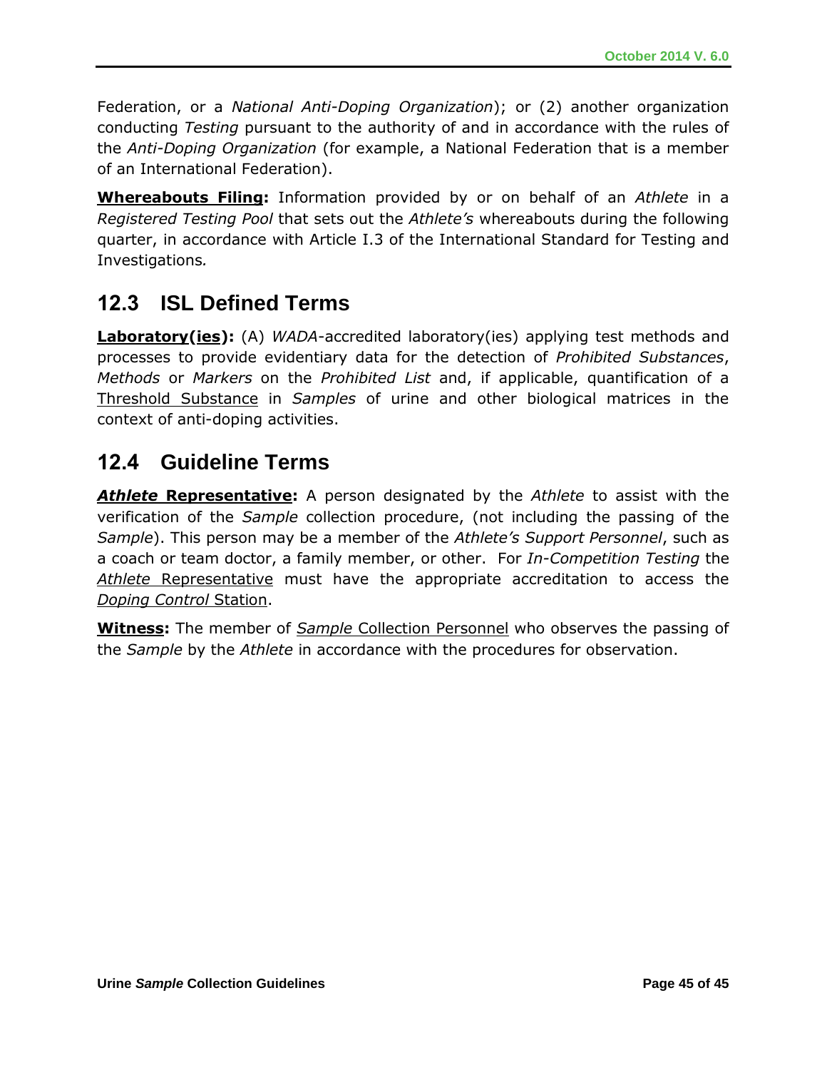Federation, or a *National Anti-Doping Organization*); or (2) another organization conducting *Testing* pursuant to the authority of and in accordance with the rules of the *Anti-Doping Organization* (for example, a National Federation that is a member of an International Federation).

**Whereabouts Filing:** Information provided by or on behalf of an *Athlete* in a *Registered Testing Pool* that sets out the *Athlete's* whereabouts during the following quarter, in accordance with Article I.3 of the International Standard for Testing and Investigations.

## 12.3 ISL Defined Terms

**Laboratory(ies):** (A) *WADA*-accredited laboratory(ies) applying test methods and processes to provide evidentiary data for the detection of *Prohibited Substances*, *Methods* or *Markers* on the *Prohibited List* and, if applicable, quantification of a Threshold Substance in *Samples* of urine and other biological matrices in the context of anti-doping activities.

## 12.4 Guideline Terms

***Athlete* Representative:** A person designated by the *Athlete* to assist with the verification of the *Sample* collection procedure, (not including the passing of the *Sample*). This person may be a member of the *Athlete's Support Personnel*, such as a coach or team doctor, a family member, or other. For *In-Competition Testing* the *Athlete* Representative must have the appropriate accreditation to access the *Doping Control* Station.

**Witness:** The member of *Sample* Collection Personnel who observes the passing of the *Sample* by the *Athlete* in accordance with the procedures for observation.